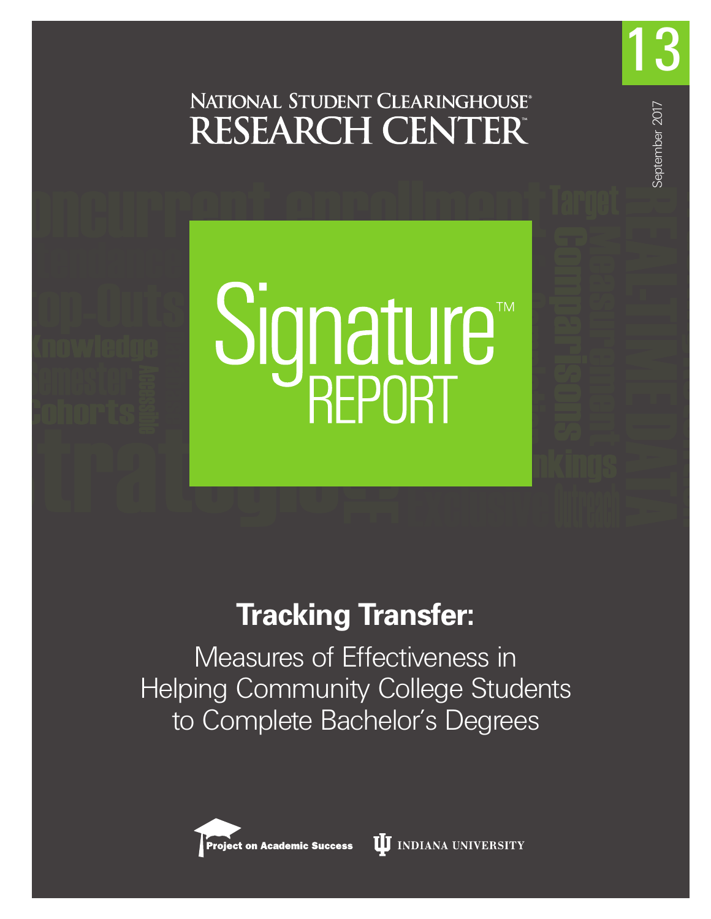13

September 2017

NATIONAL STUDENT CLEARINGHOUSE®
RESEARCH CENTER™

Signature™ REPORT

# Tracking Transfer:

## Measures of Effectiveness in Helping Community College Students to Complete Bachelor's Degrees

Project on Academic Success

INDIANA UNIVERSITY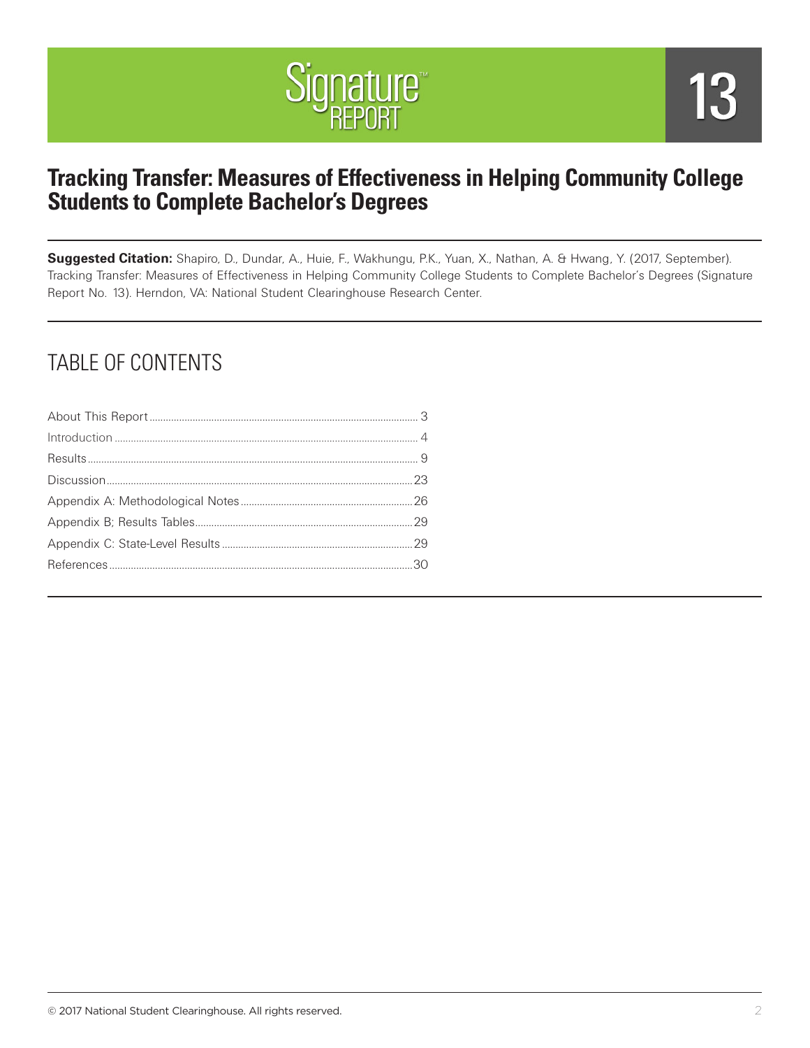Signature™ REPORT

13

# Tracking Transfer: Measures of Effectiveness in Helping Community College Students to Complete Bachelor's Degrees

**Suggested Citation:** Shapiro, D., Dundar, A., Huie, F., Wakhungu, P.K., Yuan, X., Nathan, A. & Hwang, Y. (2017, September). Tracking Transfer: Measures of Effectiveness in Helping Community College Students to Complete Bachelor's Degrees (Signature Report No. 13). Herndon, VA: National Student Clearinghouse Research Center.

## TABLE OF CONTENTS

About This Report ........ 3
Introduction ........ 4
Results ........ 9
Discussion ........ 23
Appendix A: Methodological Notes ........ 26
Appendix B; Results Tables ........ 29
Appendix C: State-Level Results ........ 29
References ........ 30

© 2017 National Student Clearinghouse. All rights reserved.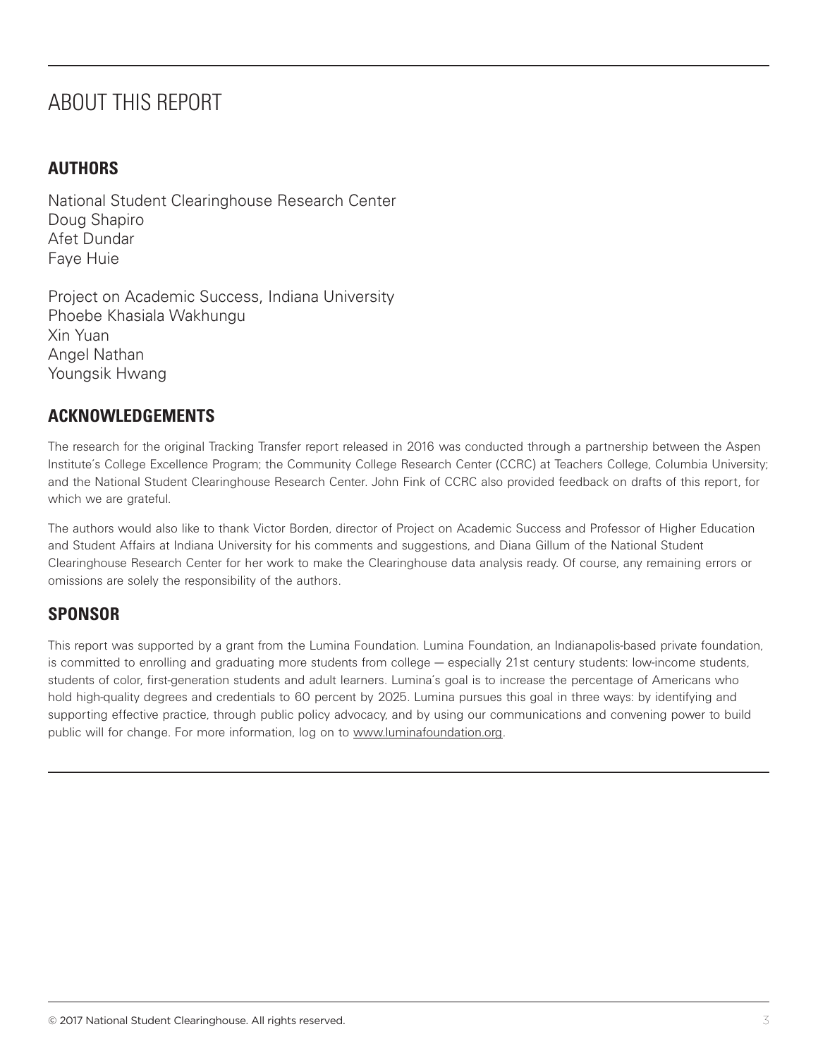# ABOUT THIS REPORT

## AUTHORS

National Student Clearinghouse Research Center
Doug Shapiro
Afet Dundar
Faye Huie

Project on Academic Success, Indiana University
Phoebe Khasiala Wakhungu
Xin Yuan
Angel Nathan
Youngsik Hwang

## ACKNOWLEDGEMENTS

The research for the original Tracking Transfer report released in 2016 was conducted through a partnership between the Aspen Institute's College Excellence Program; the Community College Research Center (CCRC) at Teachers College, Columbia University; and the National Student Clearinghouse Research Center. John Fink of CCRC also provided feedback on drafts of this report, for which we are grateful.

The authors would also like to thank Victor Borden, director of Project on Academic Success and Professor of Higher Education and Student Affairs at Indiana University for his comments and suggestions, and Diana Gillum of the National Student Clearinghouse Research Center for her work to make the Clearinghouse data analysis ready. Of course, any remaining errors or omissions are solely the responsibility of the authors.

## SPONSOR

This report was supported by a grant from the Lumina Foundation. Lumina Foundation, an Indianapolis-based private foundation, is committed to enrolling and graduating more students from college — especially 21st century students: low-income students, students of color, first-generation students and adult learners. Lumina's goal is to increase the percentage of Americans who hold high-quality degrees and credentials to 60 percent by 2025. Lumina pursues this goal in three ways: by identifying and supporting effective practice, through public policy advocacy, and by using our communications and convening power to build public will for change. For more information, log on to www.luminafoundation.org.

© 2017 National Student Clearinghouse. All rights reserved.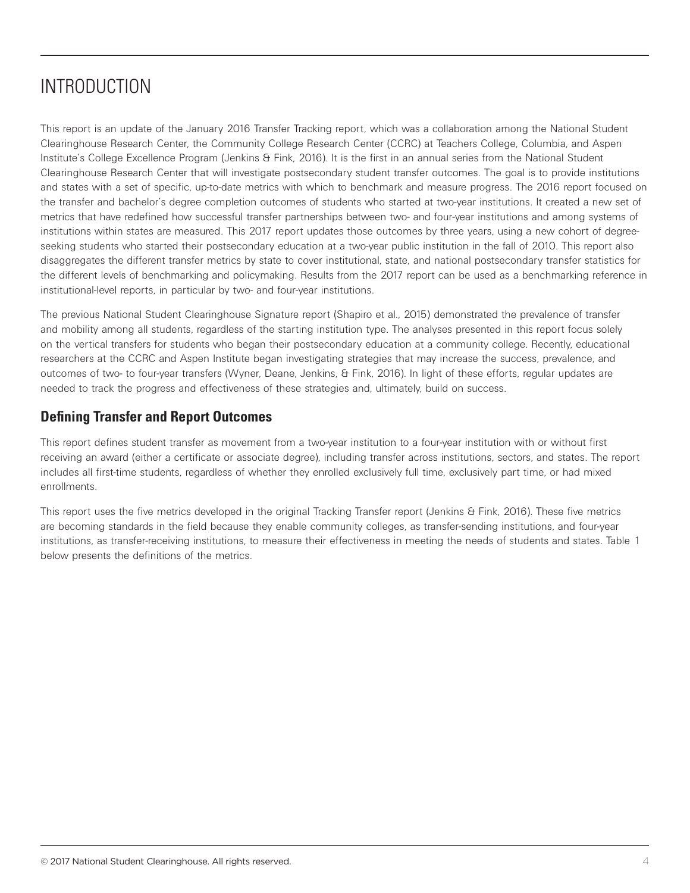# INTRODUCTION

This report is an update of the January 2016 Transfer Tracking report, which was a collaboration among the National Student Clearinghouse Research Center, the Community College Research Center (CCRC) at Teachers College, Columbia, and Aspen Institute's College Excellence Program (Jenkins & Fink, 2016). It is the first in an annual series from the National Student Clearinghouse Research Center that will investigate postsecondary student transfer outcomes. The goal is to provide institutions and states with a set of specific, up-to-date metrics with which to benchmark and measure progress. The 2016 report focused on the transfer and bachelor's degree completion outcomes of students who started at two-year institutions. It created a new set of metrics that have redefined how successful transfer partnerships between two- and four-year institutions and among systems of institutions within states are measured. This 2017 report updates those outcomes by three years, using a new cohort of degree-seeking students who started their postsecondary education at a two-year public institution in the fall of 2010. This report also disaggregates the different transfer metrics by state to cover institutional, state, and national postsecondary transfer statistics for the different levels of benchmarking and policymaking. Results from the 2017 report can be used as a benchmarking reference in institutional-level reports, in particular by two- and four-year institutions.

The previous National Student Clearinghouse Signature report (Shapiro et al., 2015) demonstrated the prevalence of transfer and mobility among all students, regardless of the starting institution type. The analyses presented in this report focus solely on the vertical transfers for students who began their postsecondary education at a community college. Recently, educational researchers at the CCRC and Aspen Institute began investigating strategies that may increase the success, prevalence, and outcomes of two- to four-year transfers (Wyner, Deane, Jenkins, & Fink, 2016). In light of these efforts, regular updates are needed to track the progress and effectiveness of these strategies and, ultimately, build on success.

## Defining Transfer and Report Outcomes

This report defines student transfer as movement from a two-year institution to a four-year institution with or without first receiving an award (either a certificate or associate degree), including transfer across institutions, sectors, and states. The report includes all first-time students, regardless of whether they enrolled exclusively full time, exclusively part time, or had mixed enrollments.

This report uses the five metrics developed in the original Tracking Transfer report (Jenkins & Fink, 2016). These five metrics are becoming standards in the field because they enable community colleges, as transfer-sending institutions, and four-year institutions, as transfer-receiving institutions, to measure their effectiveness in meeting the needs of students and states. Table 1 below presents the definitions of the metrics.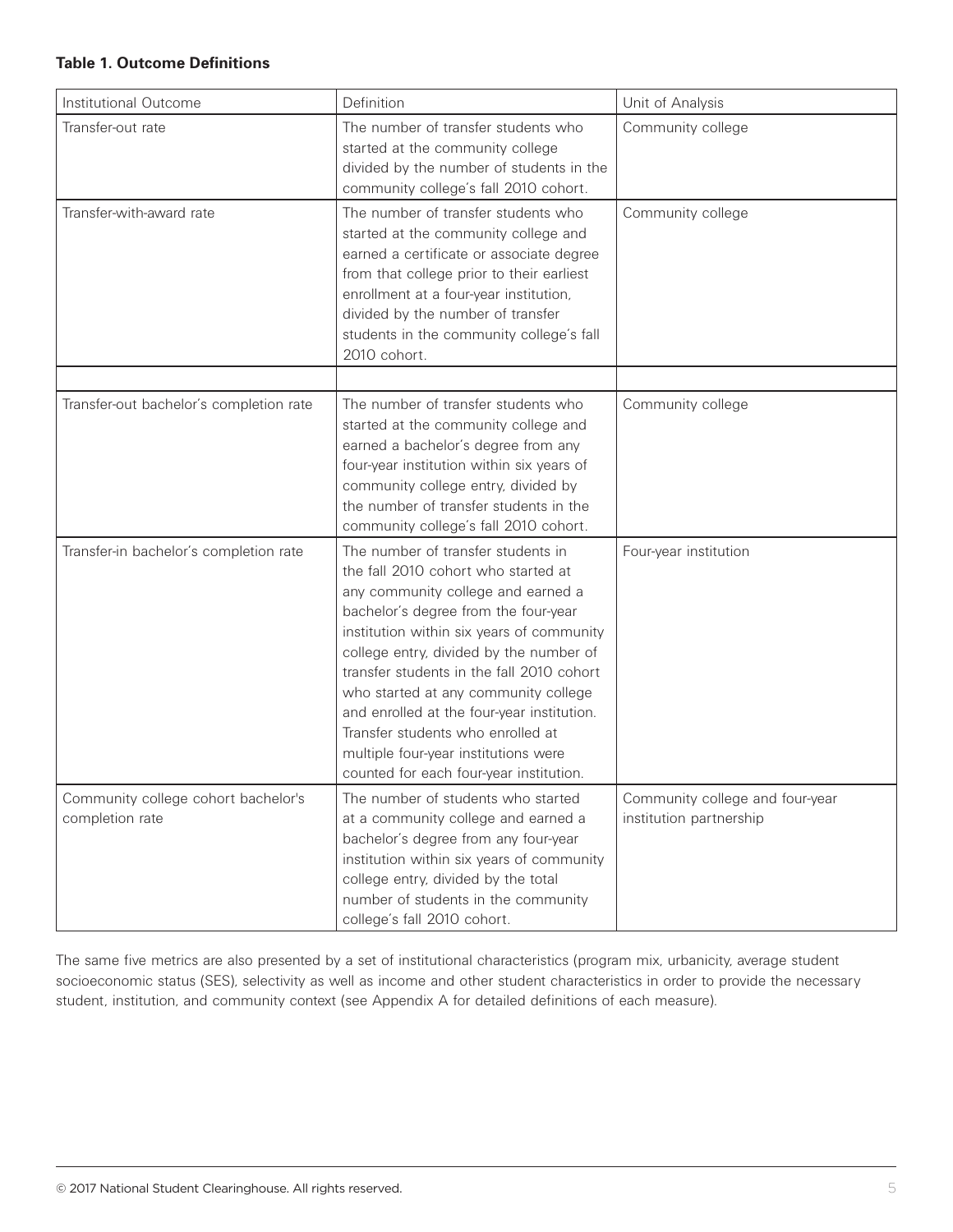**Table 1. Outcome Definitions**

| Institutional Outcome | Definition | Unit of Analysis |
|---|---|---|
| Transfer-out rate | The number of transfer students who started at the community college divided by the number of students in the community college's fall 2010 cohort. | Community college |
| Transfer-with-award rate | The number of transfer students who started at the community college and earned a certificate or associate degree from that college prior to their earliest enrollment at a four-year institution, divided by the number of transfer students in the community college's fall 2010 cohort. | Community college |
| | | |
| Transfer-out bachelor's completion rate | The number of transfer students who started at the community college and earned a bachelor's degree from any four-year institution within six years of community college entry, divided by the number of transfer students in the community college's fall 2010 cohort. | Community college |
| Transfer-in bachelor's completion rate | The number of transfer students in the fall 2010 cohort who started at any community college and earned a bachelor's degree from the four-year institution within six years of community college entry, divided by the number of transfer students in the fall 2010 cohort who started at any community college and enrolled at the four-year institution. Transfer students who enrolled at multiple four-year institutions were counted for each four-year institution. | Four-year institution |
| Community college cohort bachelor's completion rate | The number of students who started at a community college and earned a bachelor's degree from any four-year institution within six years of community college entry, divided by the total number of students in the community college's fall 2010 cohort. | Community college and four-year institution partnership |

The same five metrics are also presented by a set of institutional characteristics (program mix, urbanicity, average student socioeconomic status (SES), selectivity as well as income and other student characteristics in order to provide the necessary student, institution, and community context (see Appendix A for detailed definitions of each measure).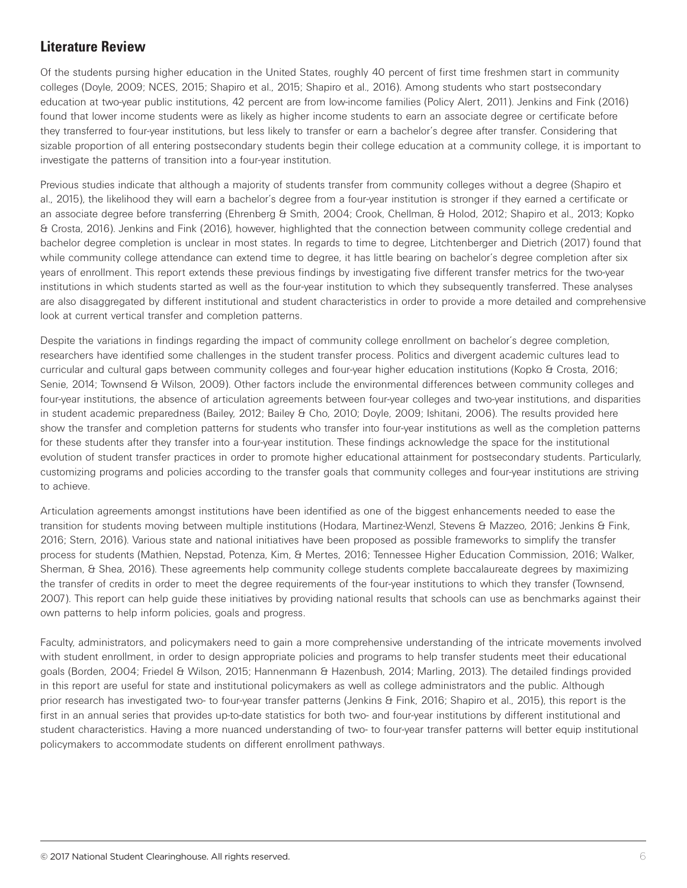## Literature Review

Of the students pursing higher education in the United States, roughly 40 percent of first time freshmen start in community colleges (Doyle, 2009; NCES, 2015; Shapiro et al., 2015; Shapiro et al., 2016). Among students who start postsecondary education at two-year public institutions, 42 percent are from low-income families (Policy Alert, 2011). Jenkins and Fink (2016) found that lower income students were as likely as higher income students to earn an associate degree or certificate before they transferred to four-year institutions, but less likely to transfer or earn a bachelor's degree after transfer. Considering that sizable proportion of all entering postsecondary students begin their college education at a community college, it is important to investigate the patterns of transition into a four-year institution.

Previous studies indicate that although a majority of students transfer from community colleges without a degree (Shapiro et al., 2015), the likelihood they will earn a bachelor's degree from a four-year institution is stronger if they earned a certificate or an associate degree before transferring (Ehrenberg & Smith, 2004; Crook, Chellman, & Holod, 2012; Shapiro et al., 2013; Kopko & Crosta, 2016). Jenkins and Fink (2016), however, highlighted that the connection between community college credential and bachelor degree completion is unclear in most states. In regards to time to degree, Litchtenberger and Dietrich (2017) found that while community college attendance can extend time to degree, it has little bearing on bachelor's degree completion after six years of enrollment. This report extends these previous findings by investigating five different transfer metrics for the two-year institutions in which students started as well as the four-year institution to which they subsequently transferred. These analyses are also disaggregated by different institutional and student characteristics in order to provide a more detailed and comprehensive look at current vertical transfer and completion patterns.

Despite the variations in findings regarding the impact of community college enrollment on bachelor's degree completion, researchers have identified some challenges in the student transfer process. Politics and divergent academic cultures lead to curricular and cultural gaps between community colleges and four-year higher education institutions (Kopko & Crosta, 2016; Senie, 2014; Townsend & Wilson, 2009). Other factors include the environmental differences between community colleges and four-year institutions, the absence of articulation agreements between four-year colleges and two-year institutions, and disparities in student academic preparedness (Bailey, 2012; Bailey & Cho, 2010; Doyle, 2009; Ishitani, 2006). The results provided here show the transfer and completion patterns for students who transfer into four-year institutions as well as the completion patterns for these students after they transfer into a four-year institution. These findings acknowledge the space for the institutional evolution of student transfer practices in order to promote higher educational attainment for postsecondary students. Particularly, customizing programs and policies according to the transfer goals that community colleges and four-year institutions are striving to achieve.

Articulation agreements amongst institutions have been identified as one of the biggest enhancements needed to ease the transition for students moving between multiple institutions (Hodara, Martinez-Wenzl, Stevens & Mazzeo, 2016; Jenkins & Fink, 2016; Stern, 2016). Various state and national initiatives have been proposed as possible frameworks to simplify the transfer process for students (Mathien, Nepstad, Potenza, Kim, & Mertes, 2016; Tennessee Higher Education Commission, 2016; Walker, Sherman, & Shea, 2016). These agreements help community college students complete baccalaureate degrees by maximizing the transfer of credits in order to meet the degree requirements of the four-year institutions to which they transfer (Townsend, 2007). This report can help guide these initiatives by providing national results that schools can use as benchmarks against their own patterns to help inform policies, goals and progress.

Faculty, administrators, and policymakers need to gain a more comprehensive understanding of the intricate movements involved with student enrollment, in order to design appropriate policies and programs to help transfer students meet their educational goals (Borden, 2004; Friedel & Wilson, 2015; Hannenmann & Hazenbush, 2014; Marling, 2013). The detailed findings provided in this report are useful for state and institutional policymakers as well as college administrators and the public. Although prior research has investigated two- to four-year transfer patterns (Jenkins & Fink, 2016; Shapiro et al., 2015), this report is the first in an annual series that provides up-to-date statistics for both two- and four-year institutions by different institutional and student characteristics. Having a more nuanced understanding of two- to four-year transfer patterns will better equip institutional policymakers to accommodate students on different enrollment pathways.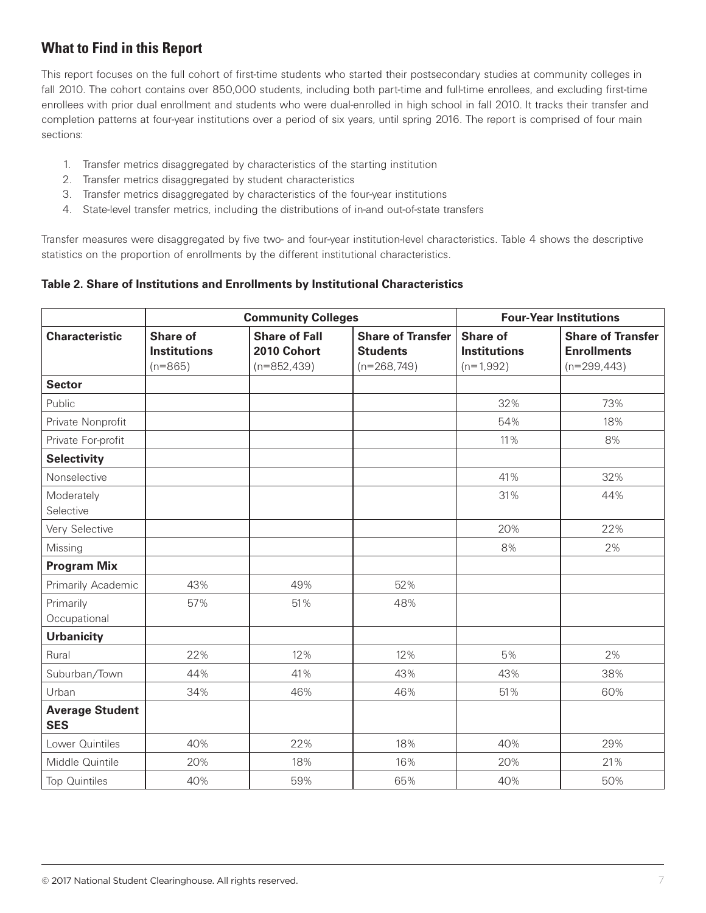## What to Find in this Report

This report focuses on the full cohort of first-time students who started their postsecondary studies at community colleges in fall 2010. The cohort contains over 850,000 students, including both part-time and full-time enrollees, and excluding first-time enrollees with prior dual enrollment and students who were dual-enrolled in high school in fall 2010. It tracks their transfer and completion patterns at four-year institutions over a period of six years, until spring 2016. The report is comprised of four main sections:

1. Transfer metrics disaggregated by characteristics of the starting institution
2. Transfer metrics disaggregated by student characteristics
3. Transfer metrics disaggregated by characteristics of the four-year institutions
4. State-level transfer metrics, including the distributions of in-and out-of-state transfers

Transfer measures were disaggregated by five two- and four-year institution-level characteristics. Table 4 shows the descriptive statistics on the proportion of enrollments by the different institutional characteristics.

**Table 2. Share of Institutions and Enrollments by Institutional Characteristics**

| | Community Colleges | | | Four-Year Institutions | |
|---|---|---|---|---|---|
| **Characteristic** | **Share of Institutions** (n=865) | **Share of Fall 2010 Cohort** (n=852,439) | **Share of Transfer Students** (n=268,749) | **Share of Institutions** (n=1,992) | **Share of Transfer Enrollments** (n=299,443) |
| **Sector** | | | | | |
| Public | | | | 32% | 73% |
| Private Nonprofit | | | | 54% | 18% |
| Private For-profit | | | | 11% | 8% |
| **Selectivity** | | | | | |
| Nonselective | | | | 41% | 32% |
| Moderately Selective | | | | 31% | 44% |
| Very Selective | | | | 20% | 22% |
| Missing | | | | 8% | 2% |
| **Program Mix** | | | | | |
| Primarily Academic | 43% | 49% | 52% | | |
| Primarily Occupational | 57% | 51% | 48% | | |
| **Urbanicity** | | | | | |
| Rural | 22% | 12% | 12% | 5% | 2% |
| Suburban/Town | 44% | 41% | 43% | 43% | 38% |
| Urban | 34% | 46% | 46% | 51% | 60% |
| **Average Student SES** | | | | | |
| Lower Quintiles | 40% | 22% | 18% | 40% | 29% |
| Middle Quintile | 20% | 18% | 16% | 20% | 21% |
| Top Quintiles | 40% | 59% | 65% | 40% | 50% |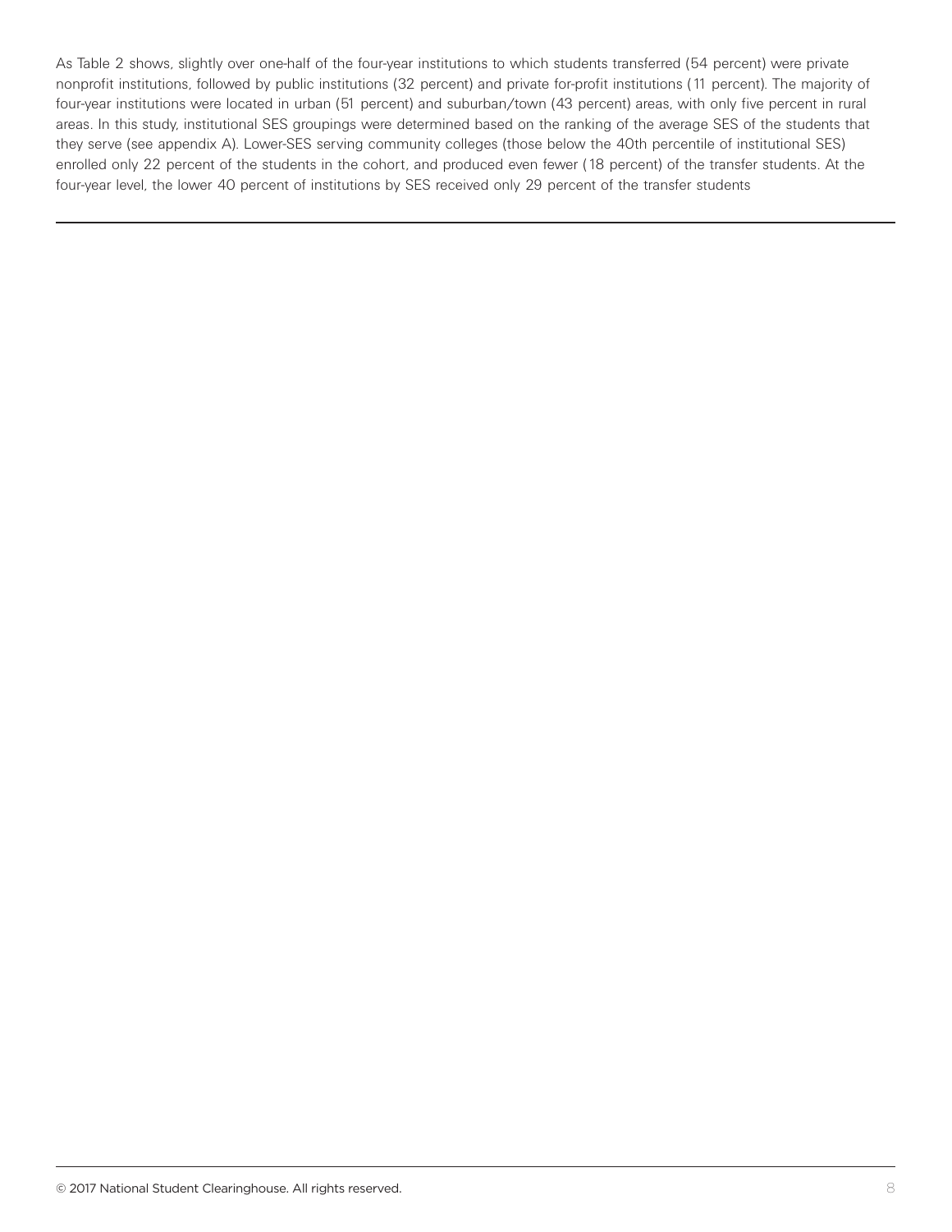As Table 2 shows, slightly over one-half of the four-year institutions to which students transferred (54 percent) were private nonprofit institutions, followed by public institutions (32 percent) and private for-profit institutions (11 percent). The majority of four-year institutions were located in urban (51 percent) and suburban/town (43 percent) areas, with only five percent in rural areas. In this study, institutional SES groupings were determined based on the ranking of the average SES of the students that they serve (see appendix A). Lower-SES serving community colleges (those below the 40th percentile of institutional SES) enrolled only 22 percent of the students in the cohort, and produced even fewer (18 percent) of the transfer students. At the four-year level, the lower 40 percent of institutions by SES received only 29 percent of the transfer students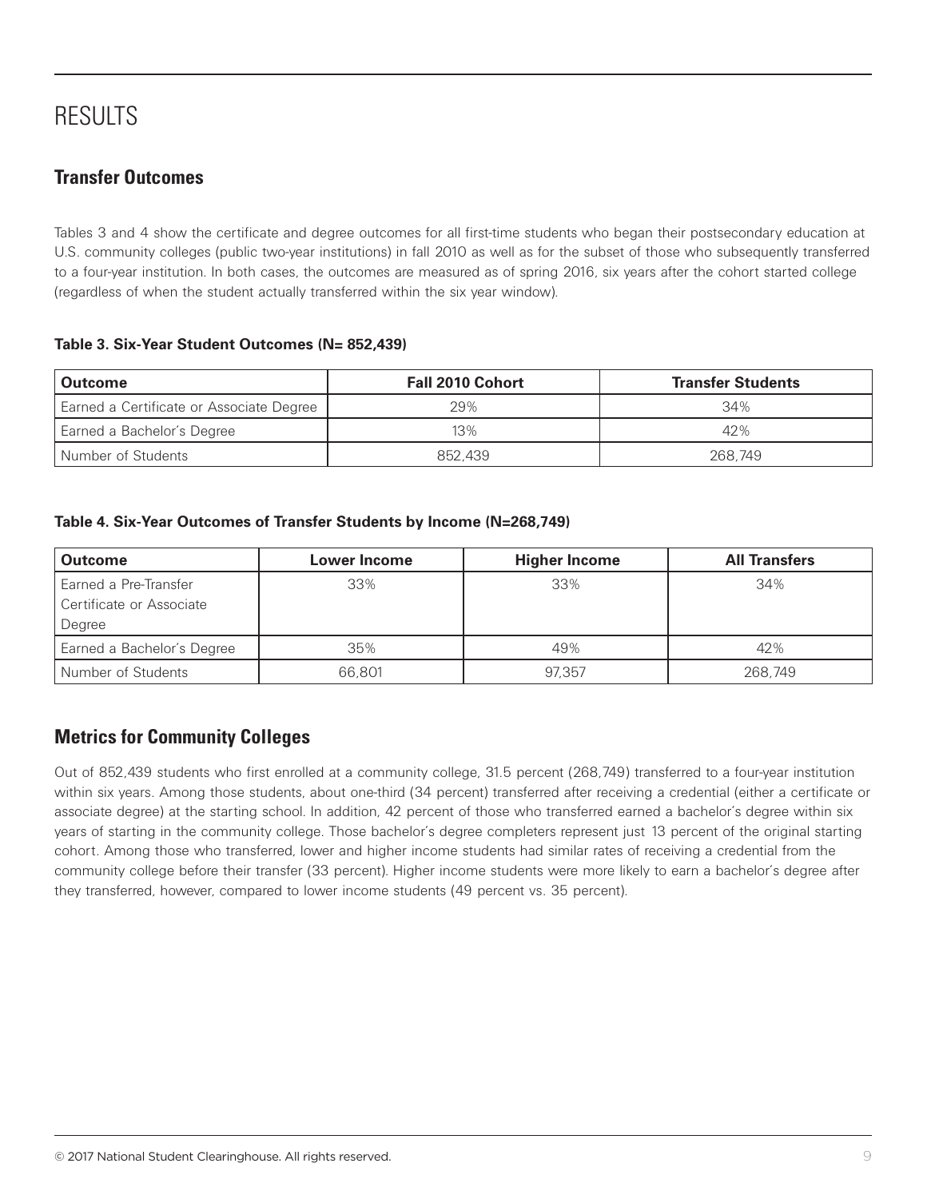# RESULTS

## Transfer Outcomes

Tables 3 and 4 show the certificate and degree outcomes for all first-time students who began their postsecondary education at U.S. community colleges (public two-year institutions) in fall 2010 as well as for the subset of those who subsequently transferred to a four-year institution. In both cases, the outcomes are measured as of spring 2016, six years after the cohort started college (regardless of when the student actually transferred within the six year window).

**Table 3. Six-Year Student Outcomes (N= 852,439)**

| Outcome | Fall 2010 Cohort | Transfer Students |
|---|---|---|
| Earned a Certificate or Associate Degree | 29% | 34% |
| Earned a Bachelor's Degree | 13% | 42% |
| Number of Students | 852,439 | 268,749 |

**Table 4. Six-Year Outcomes of Transfer Students by Income (N=268,749)**

| Outcome | Lower Income | Higher Income | All Transfers |
|---|---|---|---|
| Earned a Pre-Transfer Certificate or Associate Degree | 33% | 33% | 34% |
| Earned a Bachelor's Degree | 35% | 49% | 42% |
| Number of Students | 66,801 | 97,357 | 268,749 |

## Metrics for Community Colleges

Out of 852,439 students who first enrolled at a community college, 31.5 percent (268,749) transferred to a four-year institution within six years. Among those students, about one-third (34 percent) transferred after receiving a credential (either a certificate or associate degree) at the starting school. In addition, 42 percent of those who transferred earned a bachelor's degree within six years of starting in the community college. Those bachelor's degree completers represent just 13 percent of the original starting cohort. Among those who transferred, lower and higher income students had similar rates of receiving a credential from the community college before their transfer (33 percent). Higher income students were more likely to earn a bachelor's degree after they transferred, however, compared to lower income students (49 percent vs. 35 percent).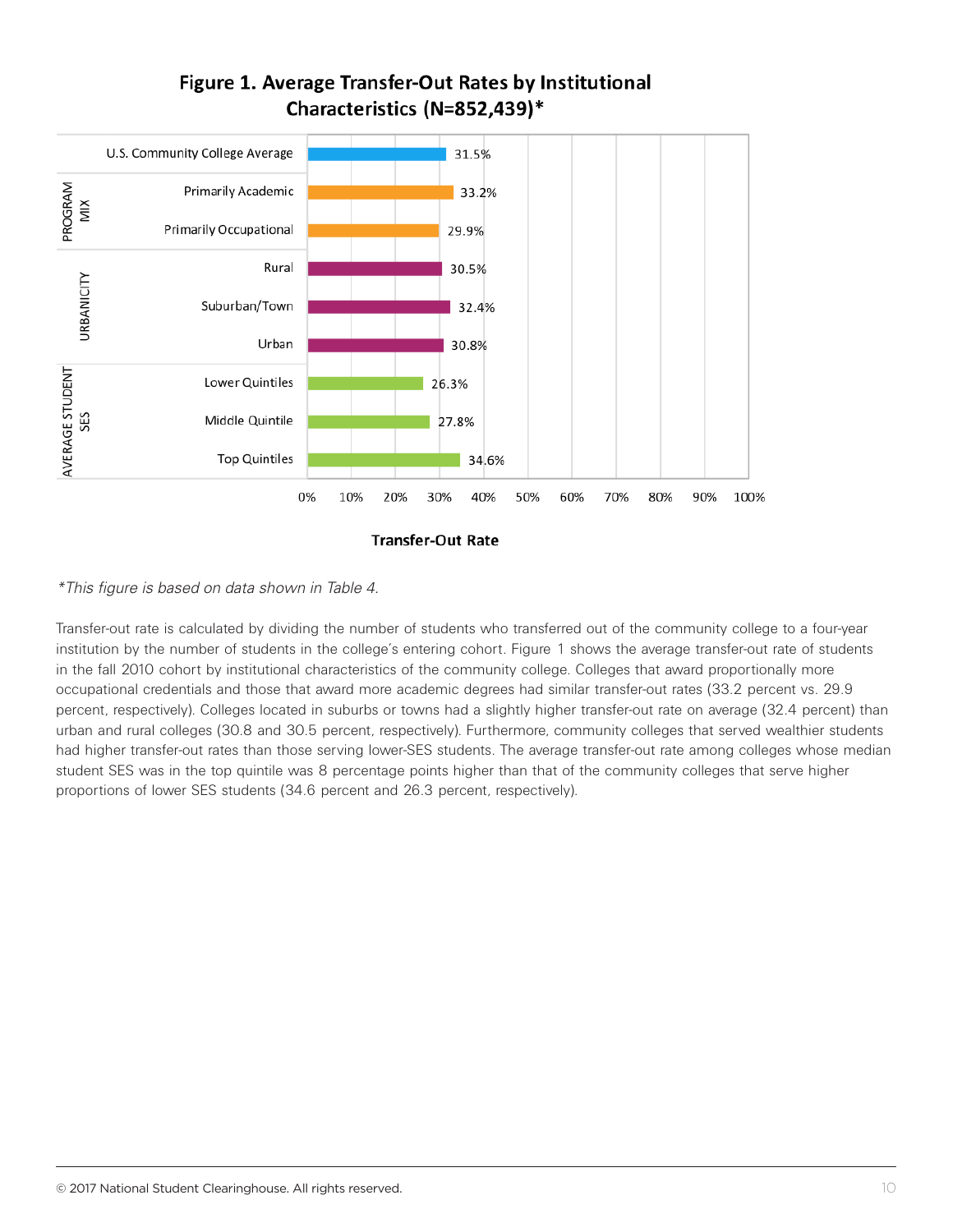## Figure 1. Average Transfer-Out Rates by Institutional Characteristics (N=852,439)*

| Category | Characteristic | Transfer-Out Rate |
|---|---|---|
| | U.S. Community College Average | 31.5% |
| PROGRAM MIX | Primarily Academic | 33.2% |
| | Primarily Occupational | 29.9% |
| URBANICITY | Rural | 30.5% |
| | Suburban/Town | 32.4% |
| | Urban | 30.8% |
| AVERAGE STUDENT SES | Lower Quintiles | 26.3% |
| | Middle Quintile | 27.8% |
| | Top Quintiles | 34.6% |

*This figure is based on data shown in Table 4.*

Transfer-out rate is calculated by dividing the number of students who transferred out of the community college to a four-year institution by the number of students in the college's entering cohort. Figure 1 shows the average transfer-out rate of students in the fall 2010 cohort by institutional characteristics of the community college. Colleges that award proportionally more occupational credentials and those that award more academic degrees had similar transfer-out rates (33.2 percent vs. 29.9 percent, respectively). Colleges located in suburbs or towns had a slightly higher transfer-out rate on average (32.4 percent) than urban and rural colleges (30.8 and 30.5 percent, respectively). Furthermore, community colleges that served wealthier students had higher transfer-out rates than those serving lower-SES students. The average transfer-out rate among colleges whose median student SES was in the top quintile was 8 percentage points higher than that of the community colleges that serve higher proportions of lower SES students (34.6 percent and 26.3 percent, respectively).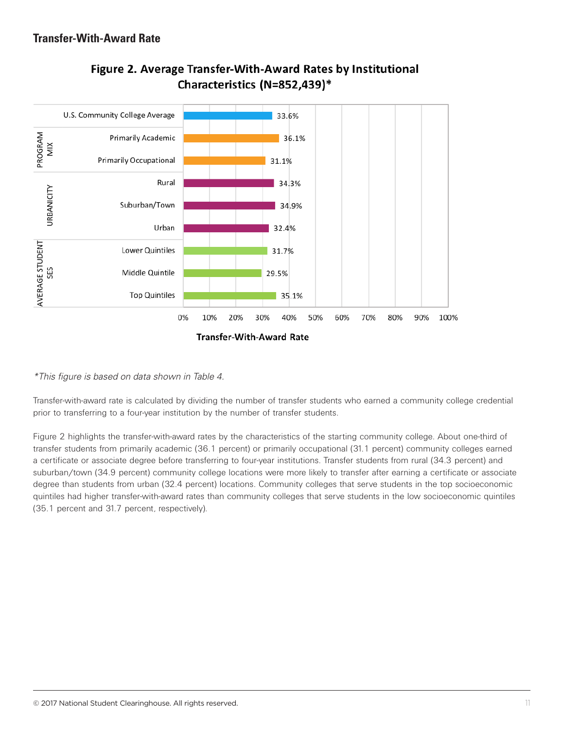## Transfer-With-Award Rate

**Figure 2. Average Transfer-With-Award Rates by Institutional Characteristics (N=852,439)***

| Category | Characteristic | Transfer-With-Award Rate |
|---|---|---|
| | U.S. Community College Average | 33.6% |
| Program Mix | Primarily Academic | 36.1% |
| | Primarily Occupational | 31.1% |
| Urbanicity | Rural | 34.3% |
| | Suburban/Town | 34.9% |
| | Urban | 32.4% |
| Average Student SES | Lower Quintiles | 31.7% |
| | Middle Quintile | 29.5% |
| | Top Quintiles | 35.1% |

*This figure is based on data shown in Table 4.*

Transfer-with-award rate is calculated by dividing the number of transfer students who earned a community college credential prior to transferring to a four-year institution by the number of transfer students.

Figure 2 highlights the transfer-with-award rates by the characteristics of the starting community college. About one-third of transfer students from primarily academic (36.1 percent) or primarily occupational (31.1 percent) community colleges earned a certificate or associate degree before transferring to four-year institutions. Transfer students from rural (34.3 percent) and suburban/town (34.9 percent) community college locations were more likely to transfer after earning a certificate or associate degree than students from urban (32.4 percent) locations. Community colleges that serve students in the top socioeconomic quintiles had higher transfer-with-award rates than community colleges that serve students in the low socioeconomic quintiles (35.1 percent and 31.7 percent, respectively).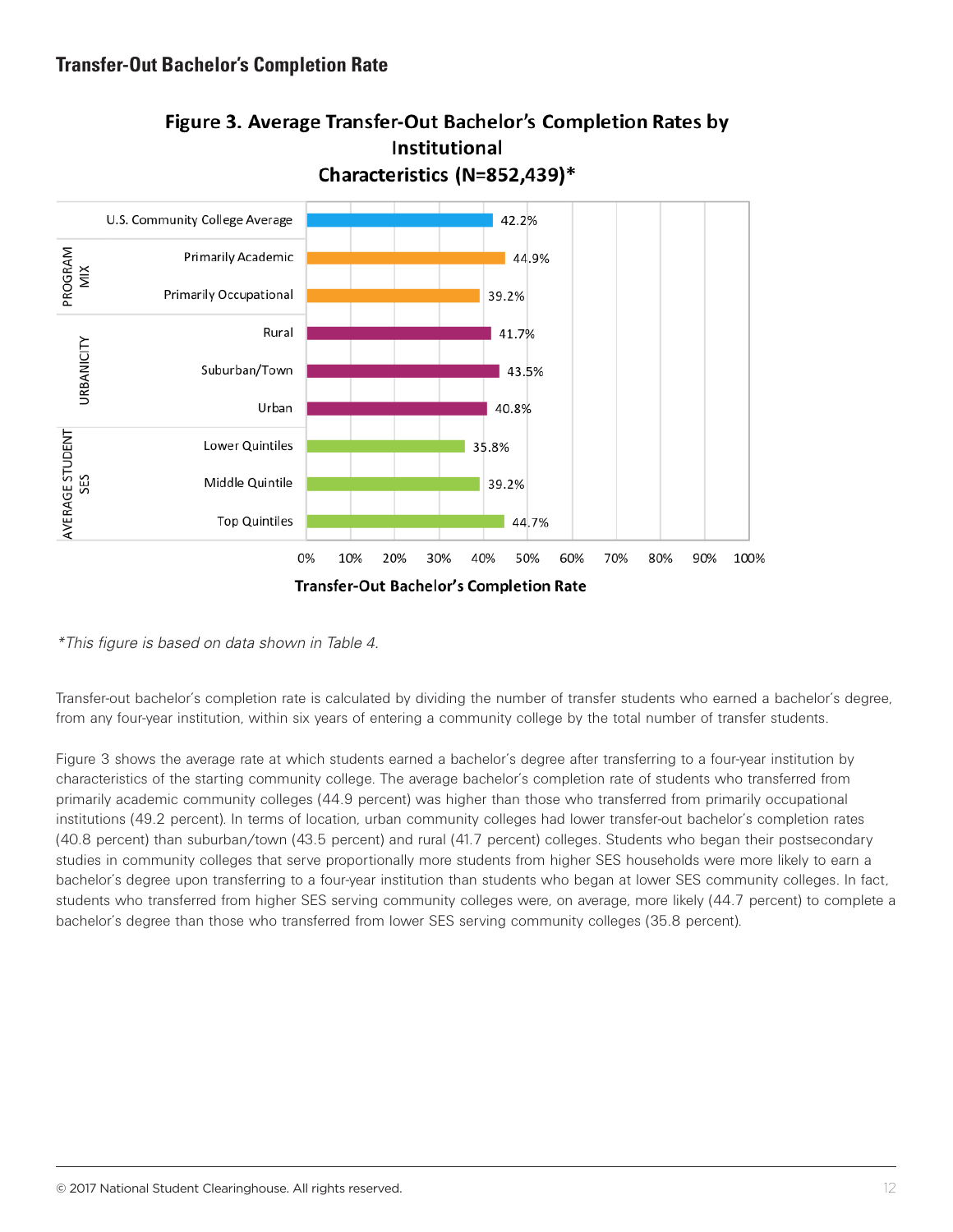## Transfer-Out Bachelor's Completion Rate

**Figure 3. Average Transfer-Out Bachelor's Completion Rates by Institutional Characteristics (N=852,439)***

| Category | Characteristic | Transfer-Out Bachelor's Completion Rate |
|---|---|---|
| | U.S. Community College Average | 42.2% |
| PROGRAM MIX | Primarily Academic | 44.9% |
| | Primarily Occupational | 39.2% |
| URBANICITY | Rural | 41.7% |
| | Suburban/Town | 43.5% |
| | Urban | 40.8% |
| AVERAGE STUDENT SES | Lower Quintiles | 35.8% |
| | Middle Quintile | 39.2% |
| | Top Quintiles | 44.7% |

*\*This figure is based on data shown in Table 4.*

Transfer-out bachelor's completion rate is calculated by dividing the number of transfer students who earned a bachelor's degree, from any four-year institution, within six years of entering a community college by the total number of transfer students.

Figure 3 shows the average rate at which students earned a bachelor's degree after transferring to a four-year institution by characteristics of the starting community college. The average bachelor's completion rate of students who transferred from primarily academic community colleges (44.9 percent) was higher than those who transferred from primarily occupational institutions (49.2 percent). In terms of location, urban community colleges had lower transfer-out bachelor's completion rates (40.8 percent) than suburban/town (43.5 percent) and rural (41.7 percent) colleges. Students who began their postsecondary studies in community colleges that serve proportionally more students from higher SES households were more likely to earn a bachelor's degree upon transferring to a four-year institution than students who began at lower SES community colleges. In fact, students who transferred from higher SES serving community colleges were, on average, more likely (44.7 percent) to complete a bachelor's degree than those who transferred from lower SES serving community colleges (35.8 percent).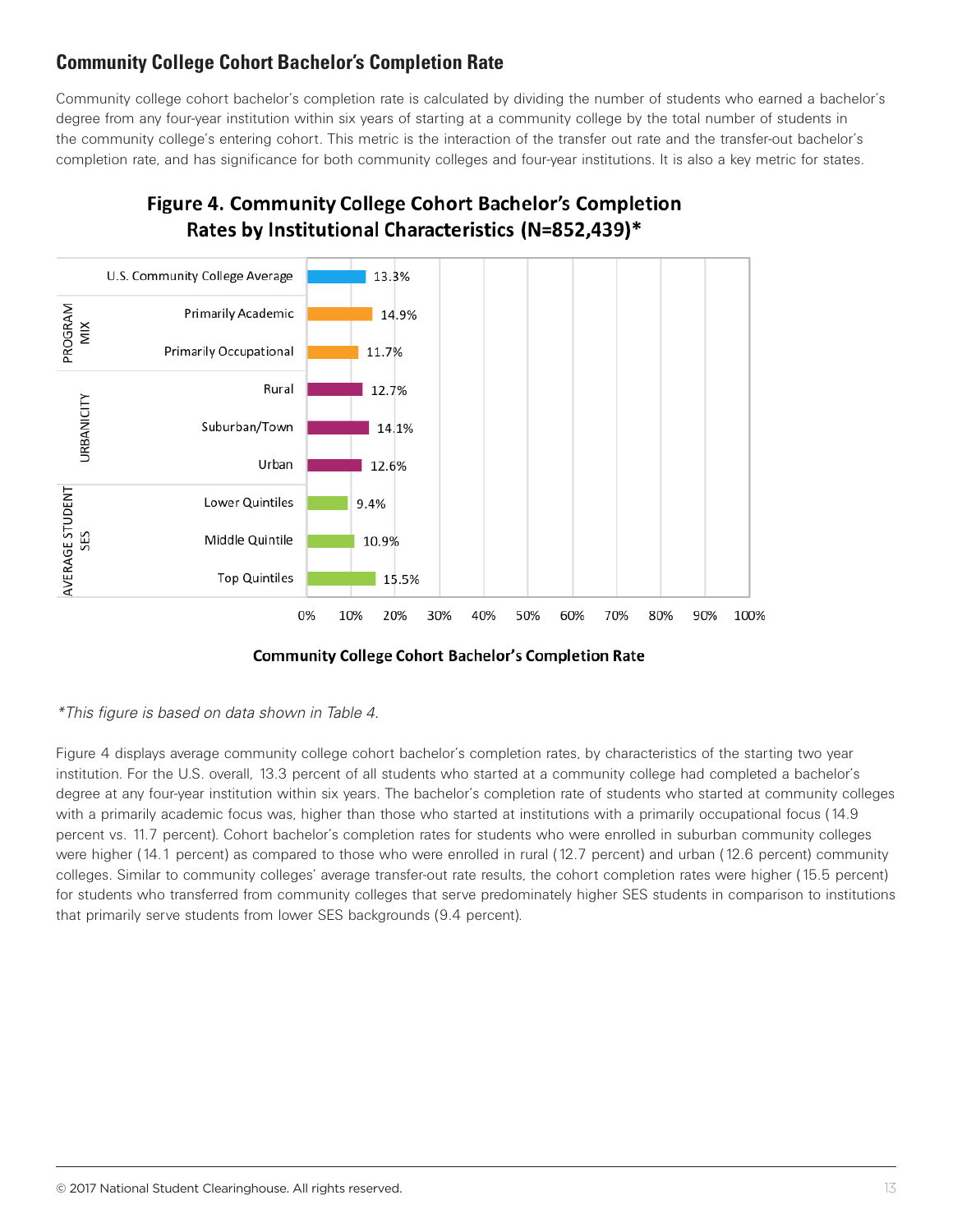## Community College Cohort Bachelor's Completion Rate

Community college cohort bachelor's completion rate is calculated by dividing the number of students who earned a bachelor's degree from any four-year institution within six years of starting at a community college by the total number of students in the community college's entering cohort. This metric is the interaction of the transfer out rate and the transfer-out bachelor's completion rate, and has significance for both community colleges and four-year institutions. It is also a key metric for states.

**Figure 4. Community College Cohort Bachelor's Completion Rates by Institutional Characteristics (N=852,439)***

| Category | Characteristic | Community College Cohort Bachelor's Completion Rate |
|---|---|---|
| | U.S. Community College Average | 13.3% |
| PROGRAM MIX | Primarily Academic | 14.9% |
| | Primarily Occupational | 11.7% |
| URBANICITY | Rural | 12.7% |
| | Suburban/Town | 14.1% |
| | Urban | 12.6% |
| AVERAGE STUDENT SES | Lower Quintiles | 9.4% |
| | Middle Quintile | 10.9% |
| | Top Quintiles | 15.5% |

*\*This figure is based on data shown in Table 4.*

Figure 4 displays average community college cohort bachelor's completion rates, by characteristics of the starting two year institution. For the U.S. overall, 13.3 percent of all students who started at a community college had completed a bachelor's degree at any four-year institution within six years. The bachelor's completion rate of students who started at community colleges with a primarily academic focus was, higher than those who started at institutions with a primarily occupational focus (14.9 percent vs. 11.7 percent). Cohort bachelor's completion rates for students who were enrolled in suburban community colleges were higher (14.1 percent) as compared to those who were enrolled in rural (12.7 percent) and urban (12.6 percent) community colleges. Similar to community colleges' average transfer-out rate results, the cohort completion rates were higher (15.5 percent) for students who transferred from community colleges that serve predominately higher SES students in comparison to institutions that primarily serve students from lower SES backgrounds (9.4 percent).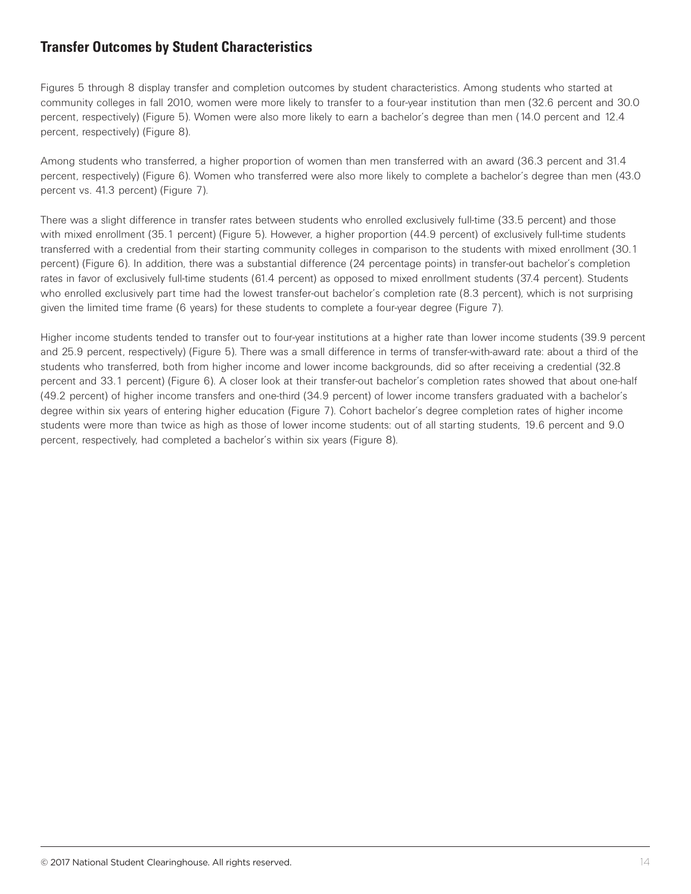## Transfer Outcomes by Student Characteristics

Figures 5 through 8 display transfer and completion outcomes by student characteristics. Among students who started at community colleges in fall 2010, women were more likely to transfer to a four-year institution than men (32.6 percent and 30.0 percent, respectively) (Figure 5). Women were also more likely to earn a bachelor's degree than men (14.0 percent and 12.4 percent, respectively) (Figure 8).

Among students who transferred, a higher proportion of women than men transferred with an award (36.3 percent and 31.4 percent, respectively) (Figure 6). Women who transferred were also more likely to complete a bachelor's degree than men (43.0 percent vs. 41.3 percent) (Figure 7).

There was a slight difference in transfer rates between students who enrolled exclusively full-time (33.5 percent) and those with mixed enrollment (35.1 percent) (Figure 5). However, a higher proportion (44.9 percent) of exclusively full-time students transferred with a credential from their starting community colleges in comparison to the students with mixed enrollment (30.1 percent) (Figure 6). In addition, there was a substantial difference (24 percentage points) in transfer-out bachelor's completion rates in favor of exclusively full-time students (61.4 percent) as opposed to mixed enrollment students (37.4 percent). Students who enrolled exclusively part time had the lowest transfer-out bachelor's completion rate (8.3 percent), which is not surprising given the limited time frame (6 years) for these students to complete a four-year degree (Figure 7).

Higher income students tended to transfer out to four-year institutions at a higher rate than lower income students (39.9 percent and 25.9 percent, respectively) (Figure 5). There was a small difference in terms of transfer-with-award rate: about a third of the students who transferred, both from higher income and lower income backgrounds, did so after receiving a credential (32.8 percent and 33.1 percent) (Figure 6). A closer look at their transfer-out bachelor's completion rates showed that about one-half (49.2 percent) of higher income transfers and one-third (34.9 percent) of lower income transfers graduated with a bachelor's degree within six years of entering higher education (Figure 7). Cohort bachelor's degree completion rates of higher income students were more than twice as high as those of lower income students: out of all starting students, 19.6 percent and 9.0 percent, respectively, had completed a bachelor's within six years (Figure 8).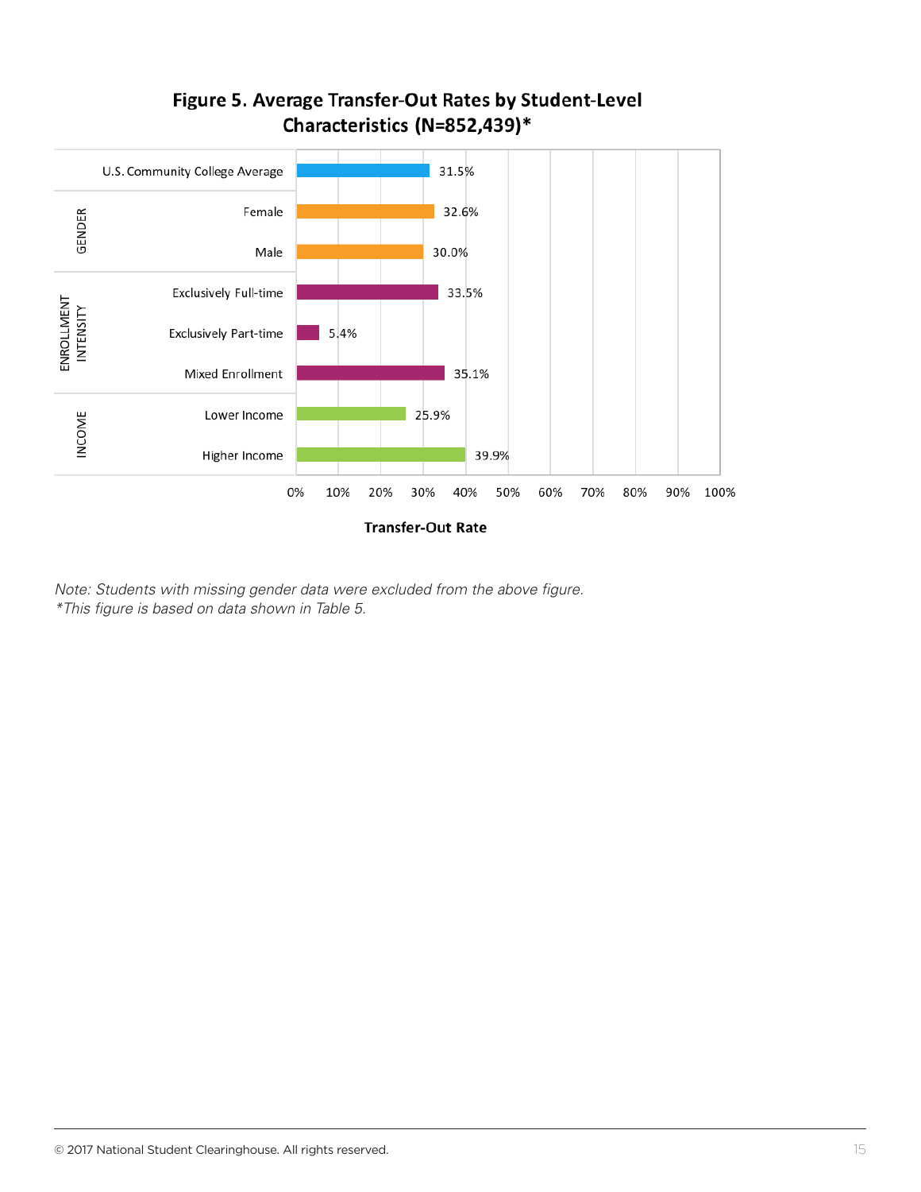**Figure 5. Average Transfer-Out Rates by Student-Level Characteristics (N=852,439)***

| Category | Characteristic | Transfer-Out Rate |
|---|---|---|
| | U.S. Community College Average | 31.5% |
| GENDER | Female | 32.6% |
| | Male | 30.0% |
| ENROLLMENT INTENSITY | Exclusively Full-time | 33.5% |
| | Exclusively Part-time | 5.4% |
| | Mixed Enrollment | 35.1% |
| INCOME | Lower Income | 25.9% |
| | Higher Income | 39.9% |

*Note: Students with missing gender data were excluded from the above figure.*
*\*This figure is based on data shown in Table 5.*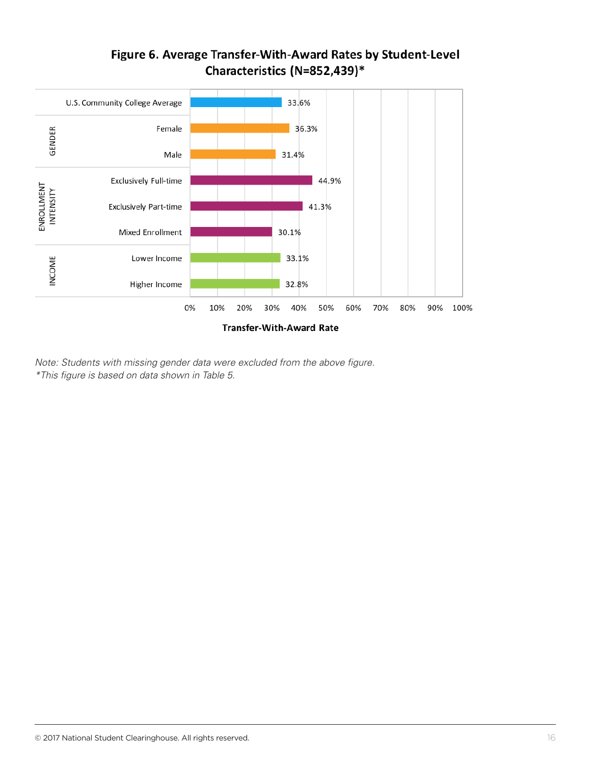**Figure 6. Average Transfer-With-Award Rates by Student-Level Characteristics (N=852,439)***

| Category | Characteristic | Transfer-With-Award Rate |
|---|---|---|
| | U.S. Community College Average | 33.6% |
| GENDER | Female | 36.3% |
| | Male | 31.4% |
| ENROLLMENT INTENSITY | Exclusively Full-time | 44.9% |
| | Exclusively Part-time | 41.3% |
| | Mixed Enrollment | 30.1% |
| INCOME | Lower Income | 33.1% |
| | Higher Income | 32.8% |

*Note: Students with missing gender data were excluded from the above figure.*
**This figure is based on data shown in Table 5.*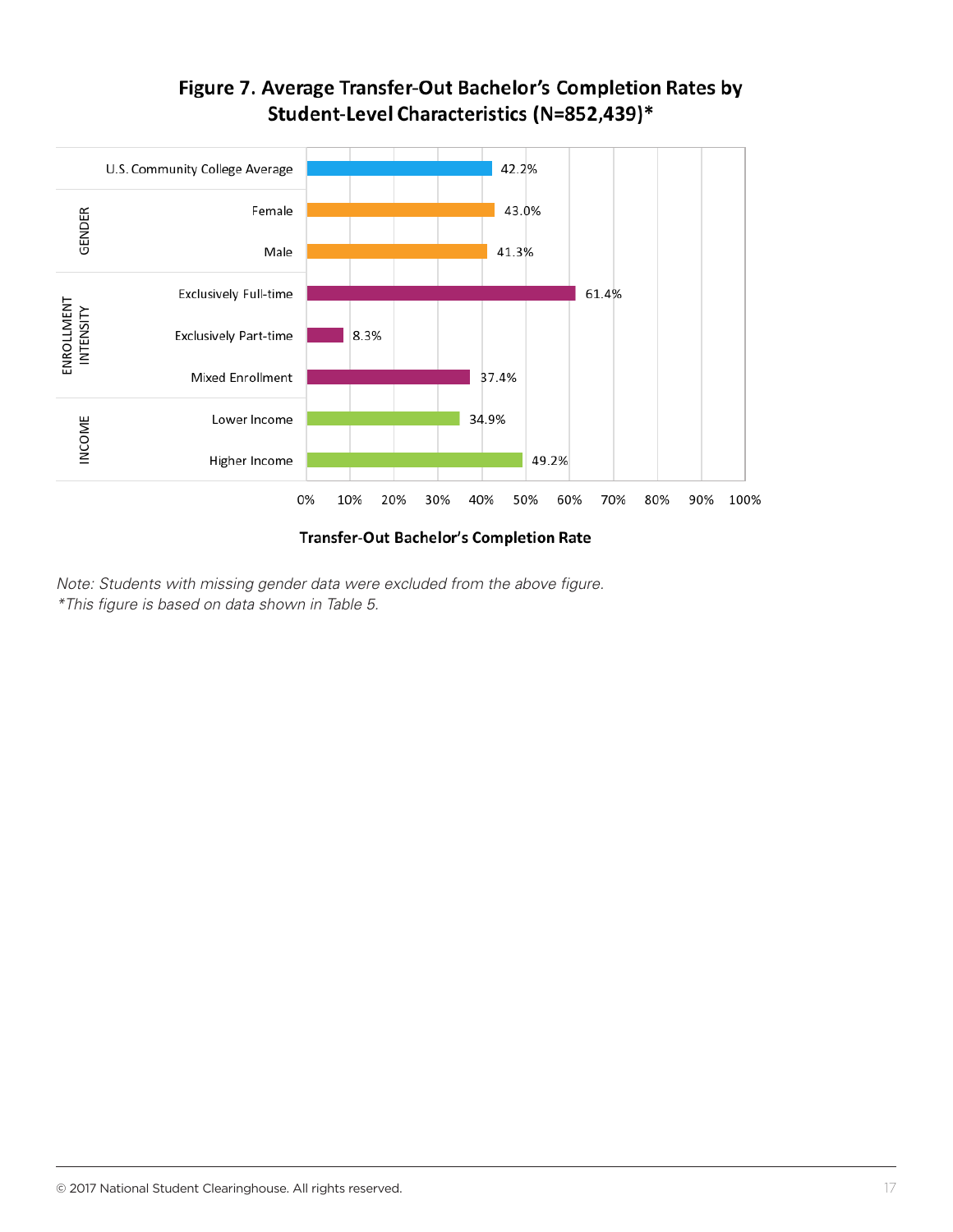## Figure 7. Average Transfer-Out Bachelor's Completion Rates by Student-Level Characteristics (N=852,439)*

| Category | Characteristic | Transfer-Out Bachelor's Completion Rate |
|---|---|---|
| | U.S. Community College Average | 42.2% |
| GENDER | Female | 43.0% |
| | Male | 41.3% |
| ENROLLMENT INTENSITY | Exclusively Full-time | 61.4% |
| | Exclusively Part-time | 8.3% |
| | Mixed Enrollment | 37.4% |
| INCOME | Lower Income | 34.9% |
| | Higher Income | 49.2% |

*Note: Students with missing gender data were excluded from the above figure.*
*\*This figure is based on data shown in Table 5.*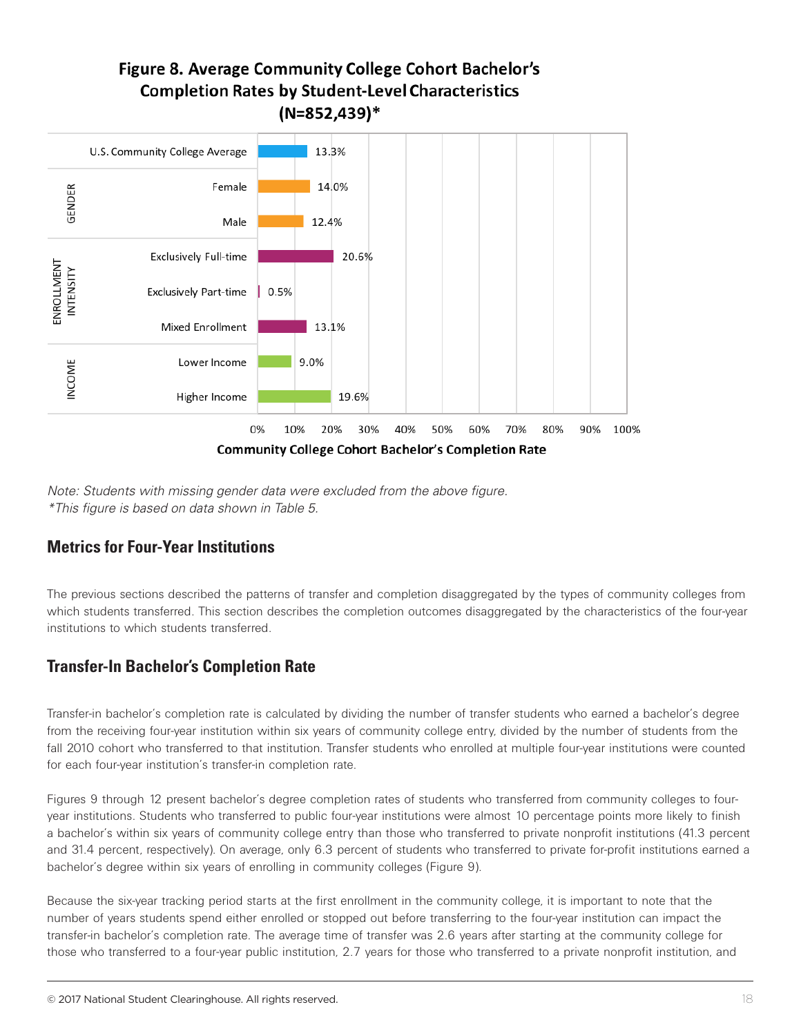**Figure 8. Average Community College Cohort Bachelor's Completion Rates by Student-Level Characteristics (N=852,439)***

| Category | Characteristic | Community College Cohort Bachelor's Completion Rate |
|---|---|---|
| | U.S. Community College Average | 13.3% |
| GENDER | Female | 14.0% |
| | Male | 12.4% |
| ENROLLMENT INTENSITY | Exclusively Full-time | 20.6% |
| | Exclusively Part-time | 0.5% |
| | Mixed Enrollment | 13.1% |
| INCOME | Lower Income | 9.0% |
| | Higher Income | 19.6% |

*Note: Students with missing gender data were excluded from the above figure.*
*\*This figure is based on data shown in Table 5.*

## Metrics for Four-Year Institutions

The previous sections described the patterns of transfer and completion disaggregated by the types of community colleges from which students transferred. This section describes the completion outcomes disaggregated by the characteristics of the four-year institutions to which students transferred.

## Transfer-In Bachelor's Completion Rate

Transfer-in bachelor's completion rate is calculated by dividing the number of transfer students who earned a bachelor's degree from the receiving four-year institution within six years of community college entry, divided by the number of students from the fall 2010 cohort who transferred to that institution. Transfer students who enrolled at multiple four-year institutions were counted for each four-year institution's transfer-in completion rate.

Figures 9 through 12 present bachelor's degree completion rates of students who transferred from community colleges to four-year institutions. Students who transferred to public four-year institutions were almost 10 percentage points more likely to finish a bachelor's within six years of community college entry than those who transferred to private nonprofit institutions (41.3 percent and 31.4 percent, respectively). On average, only 6.3 percent of students who transferred to private for-profit institutions earned a bachelor's degree within six years of enrolling in community colleges (Figure 9).

Because the six-year tracking period starts at the first enrollment in the community college, it is important to note that the number of years students spend either enrolled or stopped out before transferring to the four-year institution can impact the transfer-in bachelor's completion rate. The average time of transfer was 2.6 years after starting at the community college for those who transferred to a four-year public institution, 2.7 years for those who transferred to a private nonprofit institution, and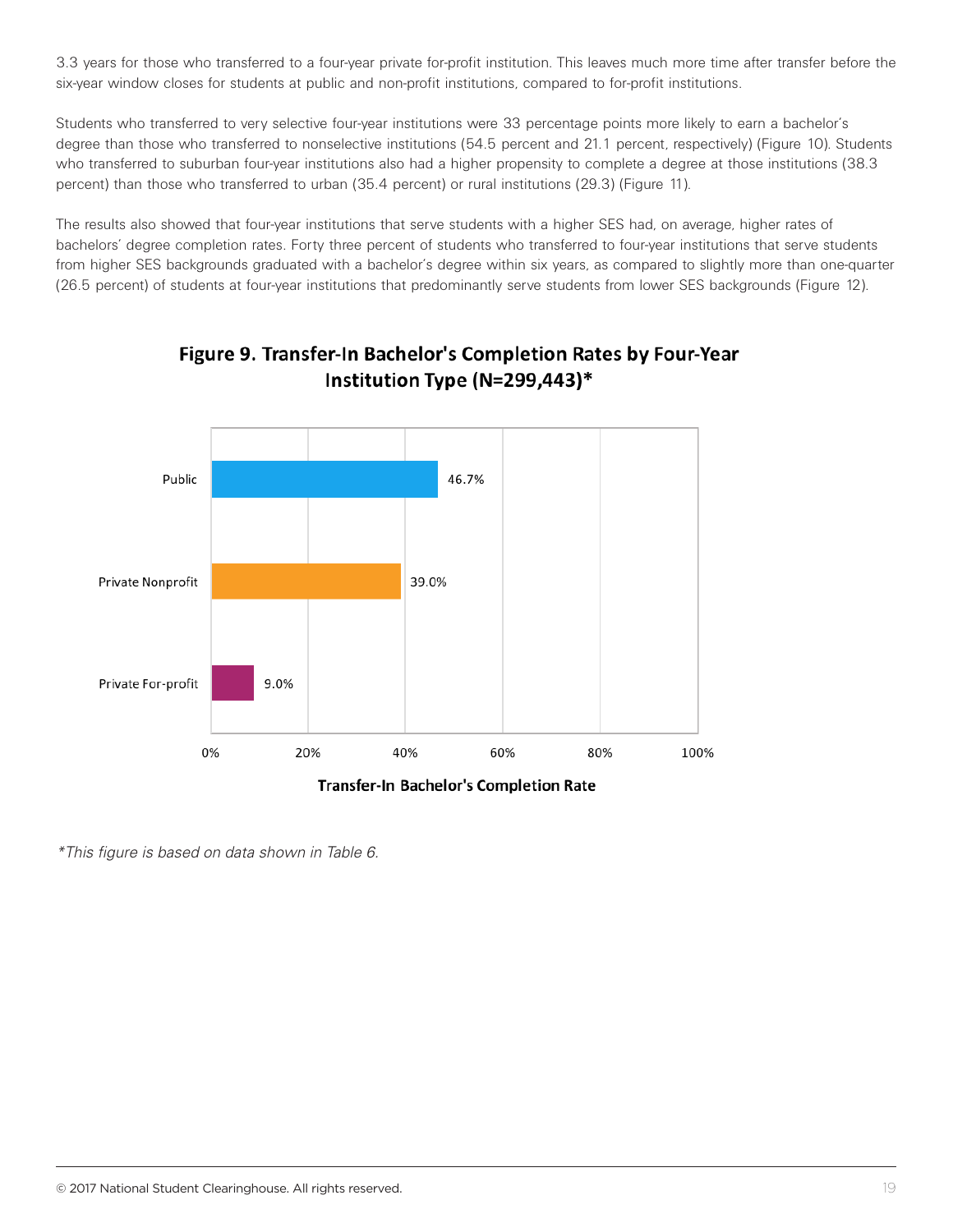3.3 years for those who transferred to a four-year private for-profit institution. This leaves much more time after transfer before the six-year window closes for students at public and non-profit institutions, compared to for-profit institutions.

Students who transferred to very selective four-year institutions were 33 percentage points more likely to earn a bachelor's degree than those who transferred to nonselective institutions (54.5 percent and 21.1 percent, respectively) (Figure 10). Students who transferred to suburban four-year institutions also had a higher propensity to complete a degree at those institutions (38.3 percent) than those who transferred to urban (35.4 percent) or rural institutions (29.3) (Figure 11).

The results also showed that four-year institutions that serve students with a higher SES had, on average, higher rates of bachelors' degree completion rates. Forty three percent of students who transferred to four-year institutions that serve students from higher SES backgrounds graduated with a bachelor's degree within six years, as compared to slightly more than one-quarter (26.5 percent) of students at four-year institutions that predominantly serve students from lower SES backgrounds (Figure 12).

**Figure 9. Transfer-In Bachelor's Completion Rates by Four-Year Institution Type (N=299,443)***

| Institution Type | Transfer-In Bachelor's Completion Rate |
|---|---|
| Public | 46.7% |
| Private Nonprofit | 39.0% |
| Private For-profit | 9.0% |

*This figure is based on data shown in Table 6.*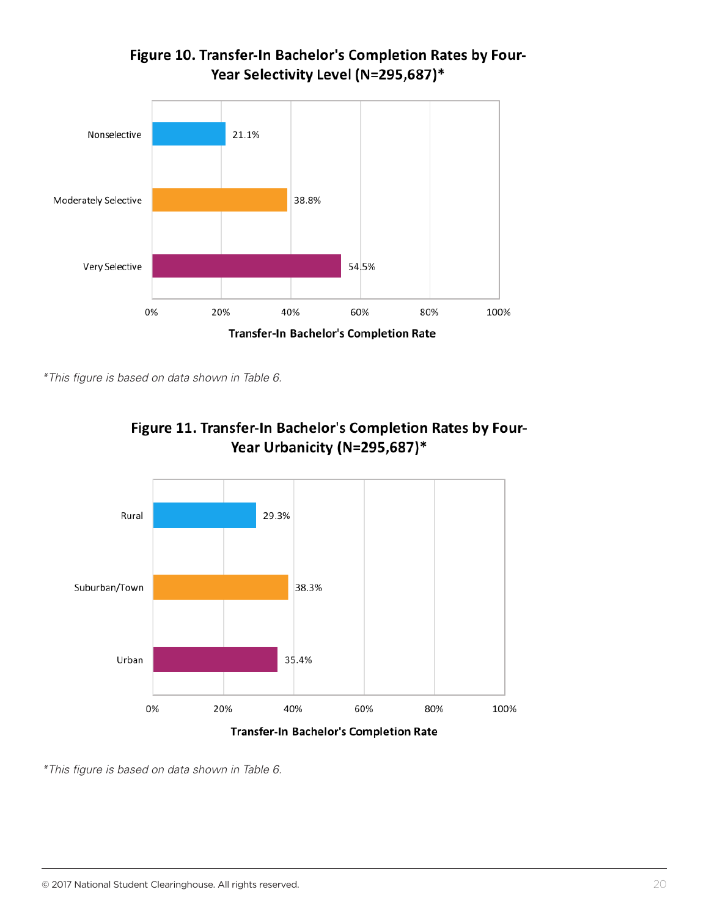**Figure 10. Transfer-In Bachelor's Completion Rates by Four-Year Selectivity Level (N=295,687)***

| Selectivity Level | Transfer-In Bachelor's Completion Rate |
|---|---|
| Nonselective | 21.1% |
| Moderately Selective | 38.8% |
| Very Selective | 54.5% |

*\*This figure is based on data shown in Table 6.*

**Figure 11. Transfer-In Bachelor's Completion Rates by Four-Year Urbanicity (N=295,687)***

| Urbanicity | Transfer-In Bachelor's Completion Rate |
|---|---|
| Rural | 29.3% |
| Suburban/Town | 38.3% |
| Urban | 35.4% |

*\*This figure is based on data shown in Table 6.*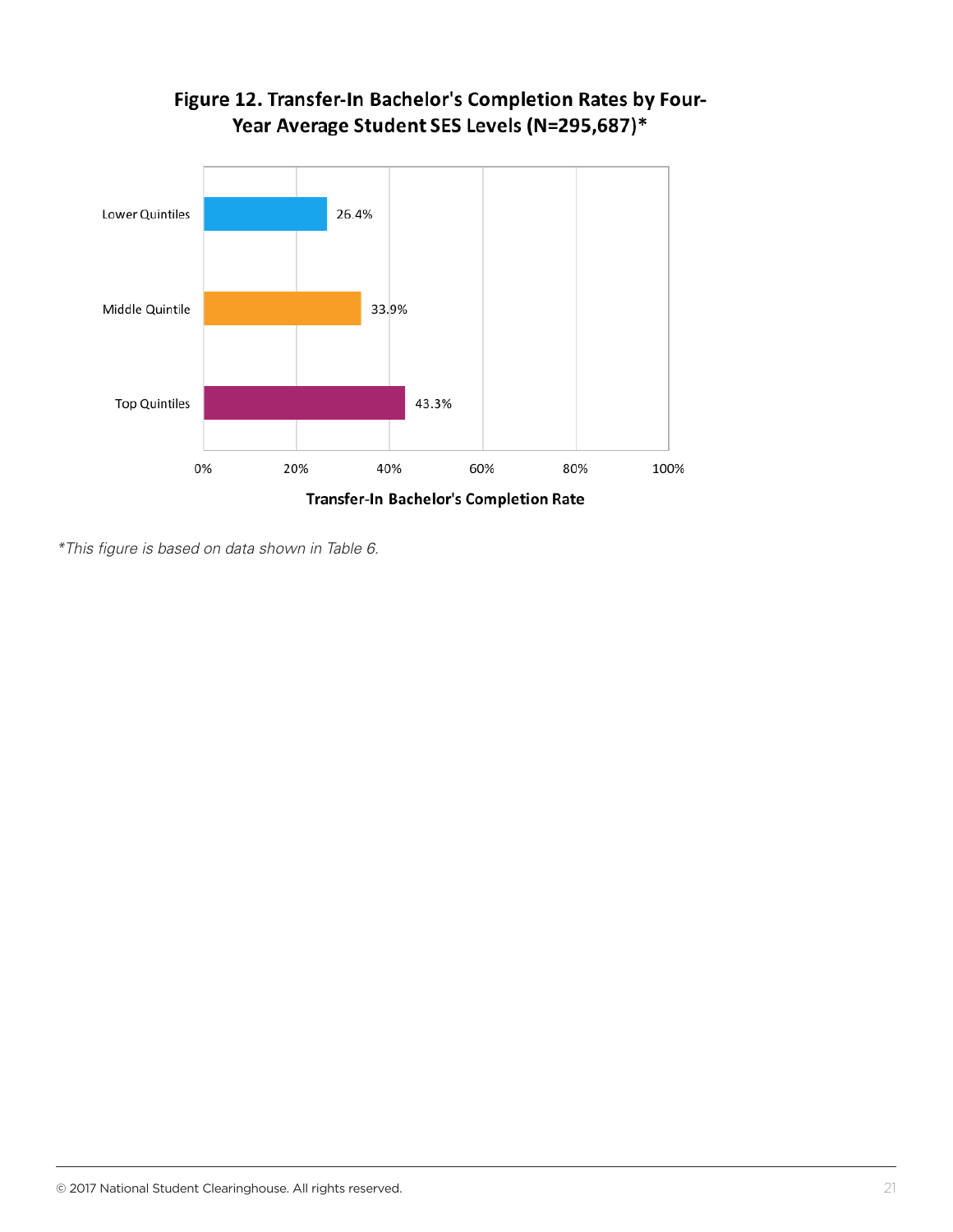**Figure 12. Transfer-In Bachelor's Completion Rates by Four-Year Average Student SES Levels (N=295,687)***

| SES Level | Transfer-In Bachelor's Completion Rate |
|---|---|
| Lower Quintiles | 26.4% |
| Middle Quintile | 33.9% |
| Top Quintiles | 43.3% |

*This figure is based on data shown in Table 6.*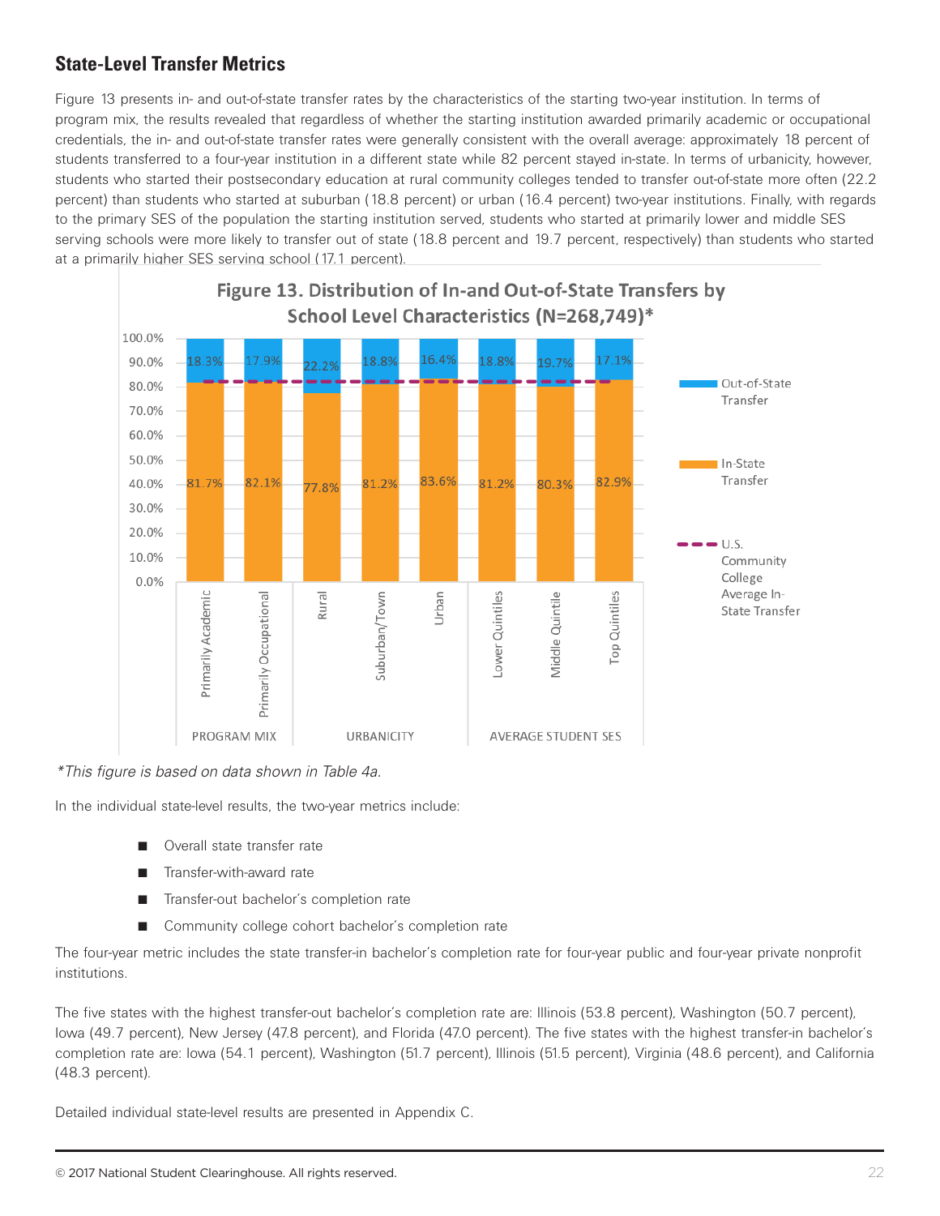## State-Level Transfer Metrics

Figure 13 presents in- and out-of-state transfer rates by the characteristics of the starting two-year institution. In terms of program mix, the results revealed that regardless of whether the starting institution awarded primarily academic or occupational credentials, the in- and out-of-state transfer rates were generally consistent with the overall average: approximately 18 percent of students transferred to a four-year institution in a different state while 82 percent stayed in-state. In terms of urbanicity, however, students who started their postsecondary education at rural community colleges tended to transfer out-of-state more often (22.2 percent) than students who started at suburban (18.8 percent) or urban (16.4 percent) two-year institutions. Finally, with regards to the primary SES of the population the starting institution served, students who started at primarily lower and middle SES serving schools were more likely to transfer out of state (18.8 percent and 19.7 percent, respectively) than students who started at a primarily higher SES serving school (17.1 percent).

**Figure 13. Distribution of In-and Out-of-State Transfers by School Level Characteristics (N=268,749)***

| Category | Characteristic | In-State Transfer | Out-of-State Transfer |
|---|---|---|---|
| Program Mix | Primarily Academic | 81.7% | 18.3% |
| | Primarily Occupational | 82.1% | 17.9% |
| Urbanicity | Rural | 77.8% | 22.2% |
| | Suburban/Town | 81.2% | 18.8% |
| | Urban | 83.6% | 16.4% |
| Average Student SES | Lower Quintiles | 81.2% | 18.8% |
| | Middle Quintile | 80.3% | 19.7% |
| | Top Quintiles | 82.9% | 17.1% |

*Note: Figure includes a dashed line for U.S. Community College Average In-State Transfer.*

**This figure is based on data shown in Table 4a.*

In the individual state-level results, the two-year metrics include:

- Overall state transfer rate
- Transfer-with-award rate
- Transfer-out bachelor's completion rate
- Community college cohort bachelor's completion rate

The four-year metric includes the state transfer-in bachelor's completion rate for four-year public and four-year private nonprofit institutions.

The five states with the highest transfer-out bachelor's completion rate are: Illinois (53.8 percent), Washington (50.7 percent), Iowa (49.7 percent), New Jersey (47.8 percent), and Florida (47.0 percent). The five states with the highest transfer-in bachelor's completion rate are: Iowa (54.1 percent), Washington (51.7 percent), Illinois (51.5 percent), Virginia (48.6 percent), and California (48.3 percent).

Detailed individual state-level results are presented in Appendix C.

© 2017 National Student Clearinghouse. All rights reserved.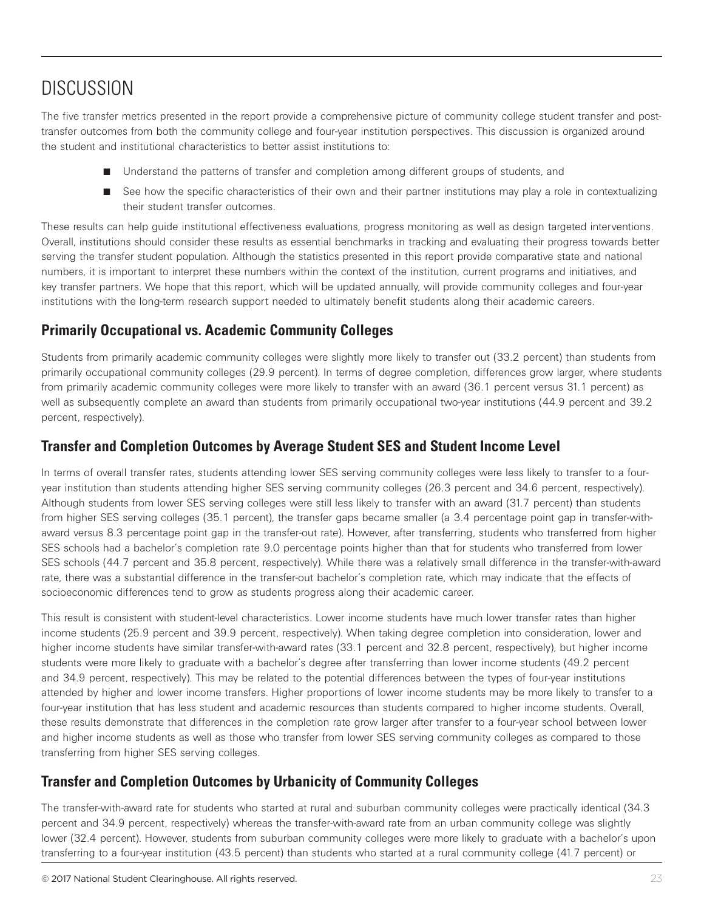# DISCUSSION

The five transfer metrics presented in the report provide a comprehensive picture of community college student transfer and post-transfer outcomes from both the community college and four-year institution perspectives. This discussion is organized around the student and institutional characteristics to better assist institutions to:

- Understand the patterns of transfer and completion among different groups of students, and
- See how the specific characteristics of their own and their partner institutions may play a role in contextualizing their student transfer outcomes.

These results can help guide institutional effectiveness evaluations, progress monitoring as well as design targeted interventions. Overall, institutions should consider these results as essential benchmarks in tracking and evaluating their progress towards better serving the transfer student population. Although the statistics presented in this report provide comparative state and national numbers, it is important to interpret these numbers within the context of the institution, current programs and initiatives, and key transfer partners. We hope that this report, which will be updated annually, will provide community colleges and four-year institutions with the long-term research support needed to ultimately benefit students along their academic careers.

## Primarily Occupational vs. Academic Community Colleges

Students from primarily academic community colleges were slightly more likely to transfer out (33.2 percent) than students from primarily occupational community colleges (29.9 percent). In terms of degree completion, differences grow larger, where students from primarily academic community colleges were more likely to transfer with an award (36.1 percent versus 31.1 percent) as well as subsequently complete an award than students from primarily occupational two-year institutions (44.9 percent and 39.2 percent, respectively).

## Transfer and Completion Outcomes by Average Student SES and Student Income Level

In terms of overall transfer rates, students attending lower SES serving community colleges were less likely to transfer to a four-year institution than students attending higher SES serving community colleges (26.3 percent and 34.6 percent, respectively). Although students from lower SES serving colleges were still less likely to transfer with an award (31.7 percent) than students from higher SES serving colleges (35.1 percent), the transfer gaps became smaller (a 3.4 percentage point gap in transfer-with-award versus 8.3 percentage point gap in the transfer-out rate). However, after transferring, students who transferred from higher SES schools had a bachelor's completion rate 9.0 percentage points higher than that for students who transferred from lower SES schools (44.7 percent and 35.8 percent, respectively). While there was a relatively small difference in the transfer-with-award rate, there was a substantial difference in the transfer-out bachelor's completion rate, which may indicate that the effects of socioeconomic differences tend to grow as students progress along their academic career.

This result is consistent with student-level characteristics. Lower income students have much lower transfer rates than higher income students (25.9 percent and 39.9 percent, respectively). When taking degree completion into consideration, lower and higher income students have similar transfer-with-award rates (33.1 percent and 32.8 percent, respectively), but higher income students were more likely to graduate with a bachelor's degree after transferring than lower income students (49.2 percent and 34.9 percent, respectively). This may be related to the potential differences between the types of four-year institutions attended by higher and lower income transfers. Higher proportions of lower income students may be more likely to transfer to a four-year institution that has less student and academic resources than students compared to higher income students. Overall, these results demonstrate that differences in the completion rate grow larger after transfer to a four-year school between lower and higher income students as well as those who transfer from lower SES serving community colleges as compared to those transferring from higher SES serving colleges.

## Transfer and Completion Outcomes by Urbanicity of Community Colleges

The transfer-with-award rate for students who started at rural and suburban community colleges were practically identical (34.3 percent and 34.9 percent, respectively) whereas the transfer-with-award rate from an urban community college was slightly lower (32.4 percent). However, students from suburban community colleges were more likely to graduate with a bachelor's upon transferring to a four-year institution (43.5 percent) than students who started at a rural community college (41.7 percent) or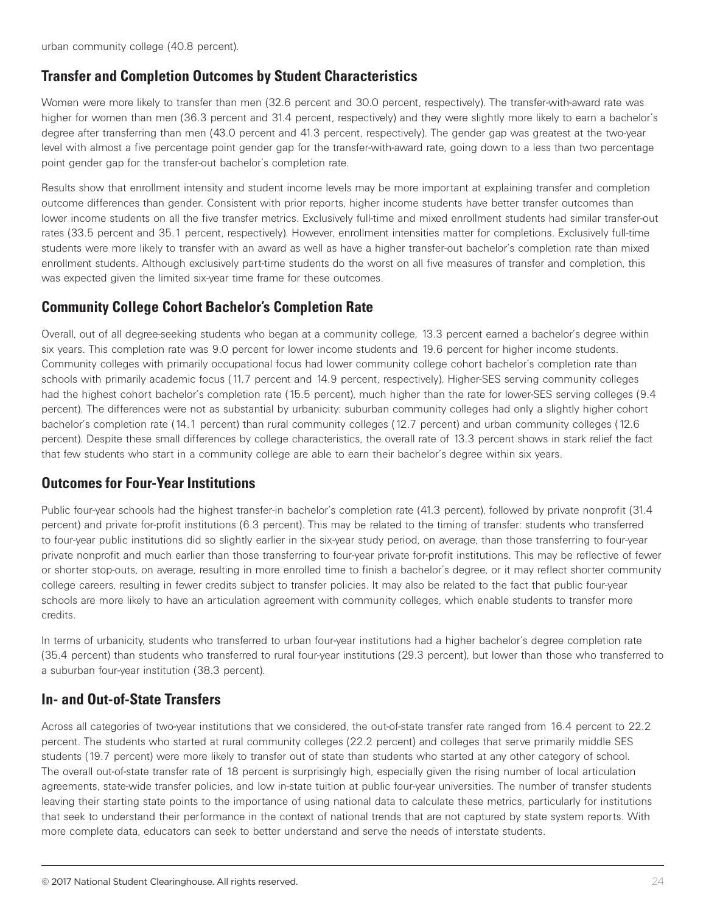urban community college (40.8 percent).

## Transfer and Completion Outcomes by Student Characteristics

Women were more likely to transfer than men (32.6 percent and 30.0 percent, respectively). The transfer-with-award rate was higher for women than men (36.3 percent and 31.4 percent, respectively) and they were slightly more likely to earn a bachelor's degree after transferring than men (43.0 percent and 41.3 percent, respectively). The gender gap was greatest at the two-year level with almost a five percentage point gender gap for the transfer-with-award rate, going down to a less than two percentage point gender gap for the transfer-out bachelor's completion rate.

Results show that enrollment intensity and student income levels may be more important at explaining transfer and completion outcome differences than gender. Consistent with prior reports, higher income students have better transfer outcomes than lower income students on all the five transfer metrics. Exclusively full-time and mixed enrollment students had similar transfer-out rates (33.5 percent and 35.1 percent, respectively). However, enrollment intensities matter for completions. Exclusively full-time students were more likely to transfer with an award as well as have a higher transfer-out bachelor's completion rate than mixed enrollment students. Although exclusively part-time students do the worst on all five measures of transfer and completion, this was expected given the limited six-year time frame for these outcomes.

## Community College Cohort Bachelor's Completion Rate

Overall, out of all degree-seeking students who began at a community college, 13.3 percent earned a bachelor's degree within six years. This completion rate was 9.0 percent for lower income students and 19.6 percent for higher income students. Community colleges with primarily occupational focus had lower community college cohort bachelor's completion rate than schools with primarily academic focus (11.7 percent and 14.9 percent, respectively). Higher-SES serving community colleges had the highest cohort bachelor's completion rate (15.5 percent), much higher than the rate for lower-SES serving colleges (9.4 percent). The differences were not as substantial by urbanicity: suburban community colleges had only a slightly higher cohort bachelor's completion rate (14.1 percent) than rural community colleges (12.7 percent) and urban community colleges (12.6 percent). Despite these small differences by college characteristics, the overall rate of 13.3 percent shows in stark relief the fact that few students who start in a community college are able to earn their bachelor's degree within six years.

## Outcomes for Four-Year Institutions

Public four-year schools had the highest transfer-in bachelor's completion rate (41.3 percent), followed by private nonprofit (31.4 percent) and private for-profit institutions (6.3 percent). This may be related to the timing of transfer: students who transferred to four-year public institutions did so slightly earlier in the six-year study period, on average, than those transferring to four-year private nonprofit and much earlier than those transferring to four-year private for-profit institutions. This may be reflective of fewer or shorter stop-outs, on average, resulting in more enrolled time to finish a bachelor's degree, or it may reflect shorter community college careers, resulting in fewer credits subject to transfer policies. It may also be related to the fact that public four-year schools are more likely to have an articulation agreement with community colleges, which enable students to transfer more credits.

In terms of urbanicity, students who transferred to urban four-year institutions had a higher bachelor's degree completion rate (35.4 percent) than students who transferred to rural four-year institutions (29.3 percent), but lower than those who transferred to a suburban four-year institution (38.3 percent).

## In- and Out-of-State Transfers

Across all categories of two-year institutions that we considered, the out-of-state transfer rate ranged from 16.4 percent to 22.2 percent. The students who started at rural community colleges (22.2 percent) and colleges that serve primarily middle SES students (19.7 percent) were more likely to transfer out of state than students who started at any other category of school. The overall out-of-state transfer rate of 18 percent is surprisingly high, especially given the rising number of local articulation agreements, state-wide transfer policies, and low in-state tuition at public four-year universities. The number of transfer students leaving their starting state points to the importance of using national data to calculate these metrics, particularly for institutions that seek to understand their performance in the context of national trends that are not captured by state system reports. With more complete data, educators can seek to better understand and serve the needs of interstate students.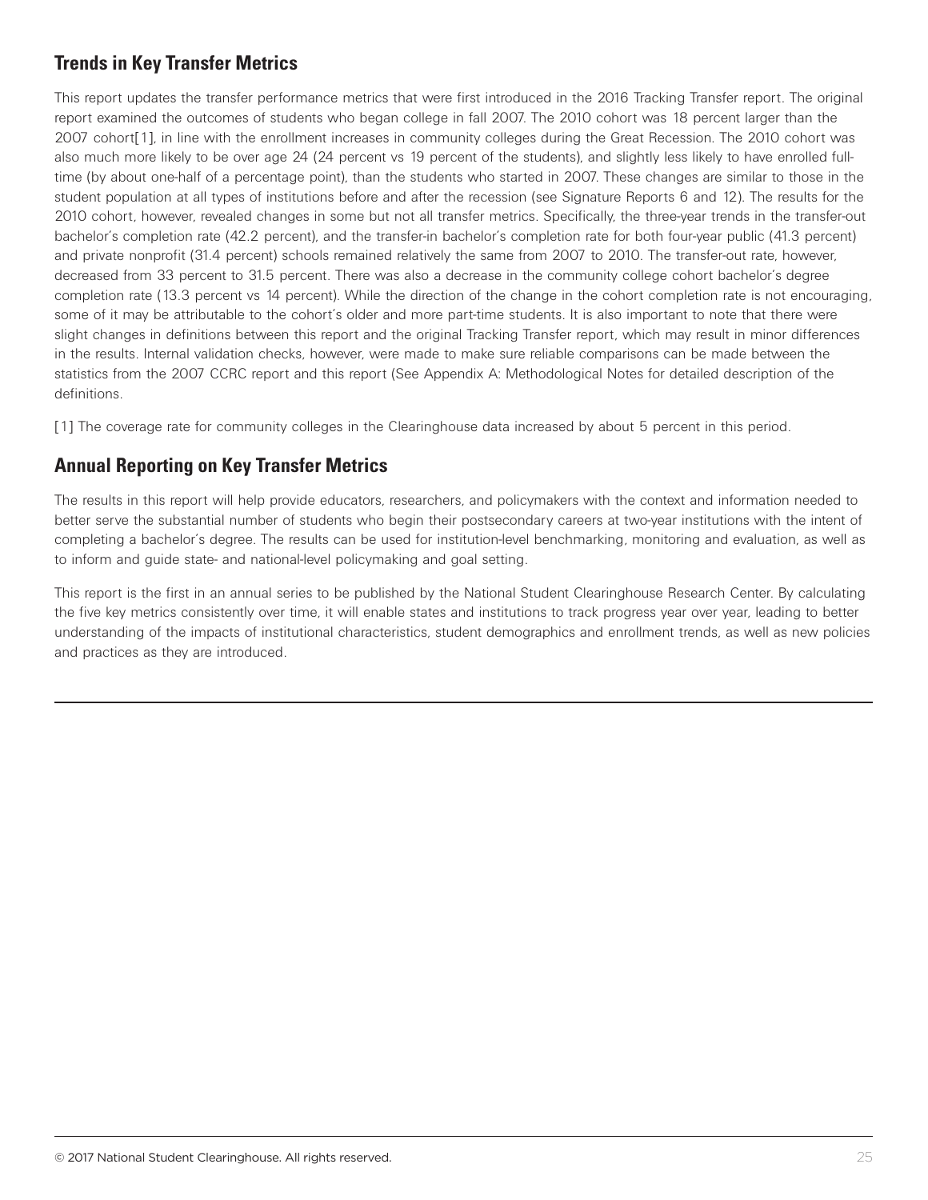## Trends in Key Transfer Metrics

This report updates the transfer performance metrics that were first introduced in the 2016 Tracking Transfer report. The original report examined the outcomes of students who began college in fall 2007. The 2010 cohort was 18 percent larger than the 2007 cohort[1], in line with the enrollment increases in community colleges during the Great Recession. The 2010 cohort was also much more likely to be over age 24 (24 percent vs 19 percent of the students), and slightly less likely to have enrolled full-time (by about one-half of a percentage point), than the students who started in 2007. These changes are similar to those in the student population at all types of institutions before and after the recession (see Signature Reports 6 and 12). The results for the 2010 cohort, however, revealed changes in some but not all transfer metrics. Specifically, the three-year trends in the transfer-out bachelor's completion rate (42.2 percent), and the transfer-in bachelor's completion rate for both four-year public (41.3 percent) and private nonprofit (31.4 percent) schools remained relatively the same from 2007 to 2010. The transfer-out rate, however, decreased from 33 percent to 31.5 percent. There was also a decrease in the community college cohort bachelor's degree completion rate (13.3 percent vs 14 percent). While the direction of the change in the cohort completion rate is not encouraging, some of it may be attributable to the cohort's older and more part-time students. It is also important to note that there were slight changes in definitions between this report and the original Tracking Transfer report, which may result in minor differences in the results. Internal validation checks, however, were made to make sure reliable comparisons can be made between the statistics from the 2007 CCRC report and this report (See Appendix A: Methodological Notes for detailed description of the definitions.

[1] The coverage rate for community colleges in the Clearinghouse data increased by about 5 percent in this period.

## Annual Reporting on Key Transfer Metrics

The results in this report will help provide educators, researchers, and policymakers with the context and information needed to better serve the substantial number of students who begin their postsecondary careers at two-year institutions with the intent of completing a bachelor's degree. The results can be used for institution-level benchmarking, monitoring and evaluation, as well as to inform and guide state- and national-level policymaking and goal setting.

This report is the first in an annual series to be published by the National Student Clearinghouse Research Center. By calculating the five key metrics consistently over time, it will enable states and institutions to track progress year over year, leading to better understanding of the impacts of institutional characteristics, student demographics and enrollment trends, as well as new policies and practices as they are introduced.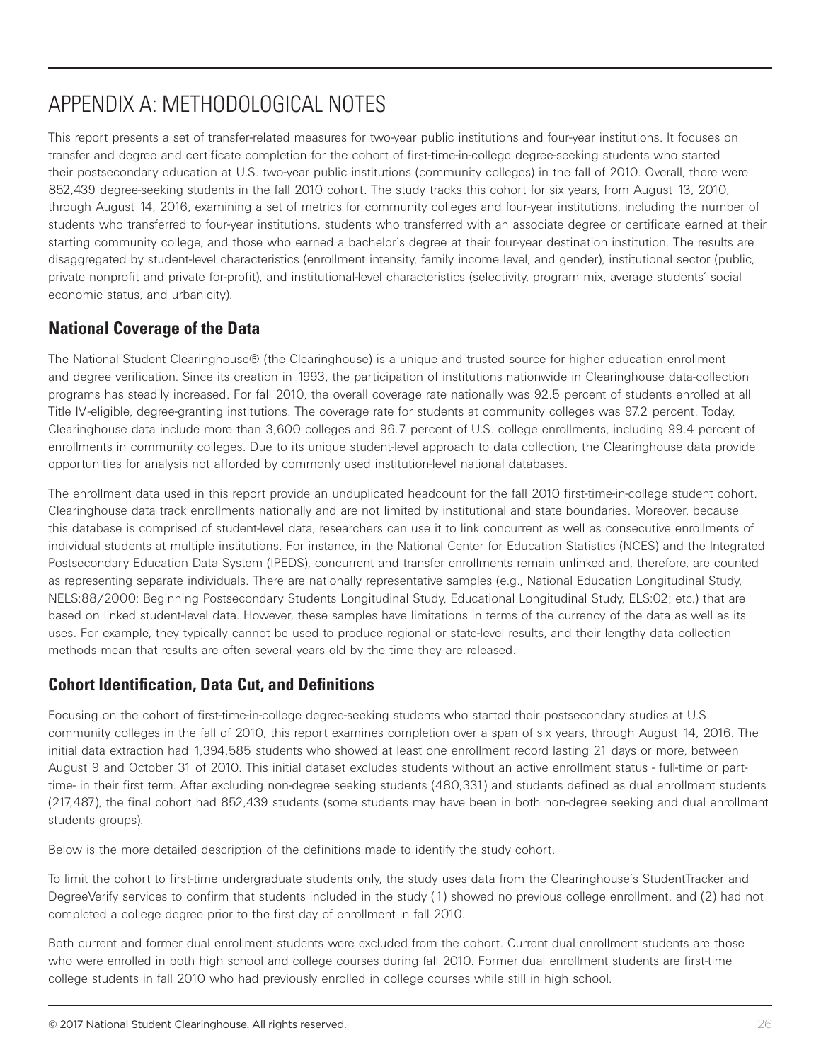# APPENDIX A: METHODOLOGICAL NOTES

This report presents a set of transfer-related measures for two-year public institutions and four-year institutions. It focuses on transfer and degree and certificate completion for the cohort of first-time-in-college degree-seeking students who started their postsecondary education at U.S. two-year public institutions (community colleges) in the fall of 2010. Overall, there were 852,439 degree-seeking students in the fall 2010 cohort. The study tracks this cohort for six years, from August 13, 2010, through August 14, 2016, examining a set of metrics for community colleges and four-year institutions, including the number of students who transferred to four-year institutions, students who transferred with an associate degree or certificate earned at their starting community college, and those who earned a bachelor's degree at their four-year destination institution. The results are disaggregated by student-level characteristics (enrollment intensity, family income level, and gender), institutional sector (public, private nonprofit and private for-profit), and institutional-level characteristics (selectivity, program mix, average students' social economic status, and urbanicity).

## National Coverage of the Data

The National Student Clearinghouse® (the Clearinghouse) is a unique and trusted source for higher education enrollment and degree verification. Since its creation in 1993, the participation of institutions nationwide in Clearinghouse data-collection programs has steadily increased. For fall 2010, the overall coverage rate nationally was 92.5 percent of students enrolled at all Title IV-eligible, degree-granting institutions. The coverage rate for students at community colleges was 97.2 percent. Today, Clearinghouse data include more than 3,600 colleges and 96.7 percent of U.S. college enrollments, including 99.4 percent of enrollments in community colleges. Due to its unique student-level approach to data collection, the Clearinghouse data provide opportunities for analysis not afforded by commonly used institution-level national databases.

The enrollment data used in this report provide an unduplicated headcount for the fall 2010 first-time-in-college student cohort. Clearinghouse data track enrollments nationally and are not limited by institutional and state boundaries. Moreover, because this database is comprised of student-level data, researchers can use it to link concurrent as well as consecutive enrollments of individual students at multiple institutions. For instance, in the National Center for Education Statistics (NCES) and the Integrated Postsecondary Education Data System (IPEDS), concurrent and transfer enrollments remain unlinked and, therefore, are counted as representing separate individuals. There are nationally representative samples (e.g., National Education Longitudinal Study, NELS:88/2000; Beginning Postsecondary Students Longitudinal Study, Educational Longitudinal Study, ELS:02; etc.) that are based on linked student-level data. However, these samples have limitations in terms of the currency of the data as well as its uses. For example, they typically cannot be used to produce regional or state-level results, and their lengthy data collection methods mean that results are often several years old by the time they are released.

## Cohort Identification, Data Cut, and Definitions

Focusing on the cohort of first-time-in-college degree-seeking students who started their postsecondary studies at U.S. community colleges in the fall of 2010, this report examines completion over a span of six years, through August 14, 2016. The initial data extraction had 1,394,585 students who showed at least one enrollment record lasting 21 days or more, between August 9 and October 31 of 2010. This initial dataset excludes students without an active enrollment status - full-time or part-time- in their first term. After excluding non-degree seeking students (480,331) and students defined as dual enrollment students (217,487), the final cohort had 852,439 students (some students may have been in both non-degree seeking and dual enrollment students groups).

Below is the more detailed description of the definitions made to identify the study cohort.

To limit the cohort to first-time undergraduate students only, the study uses data from the Clearinghouse's StudentTracker and DegreeVerify services to confirm that students included in the study (1) showed no previous college enrollment, and (2) had not completed a college degree prior to the first day of enrollment in fall 2010.

Both current and former dual enrollment students were excluded from the cohort. Current dual enrollment students are those who were enrolled in both high school and college courses during fall 2010. Former dual enrollment students are first-time college students in fall 2010 who had previously enrolled in college courses while still in high school.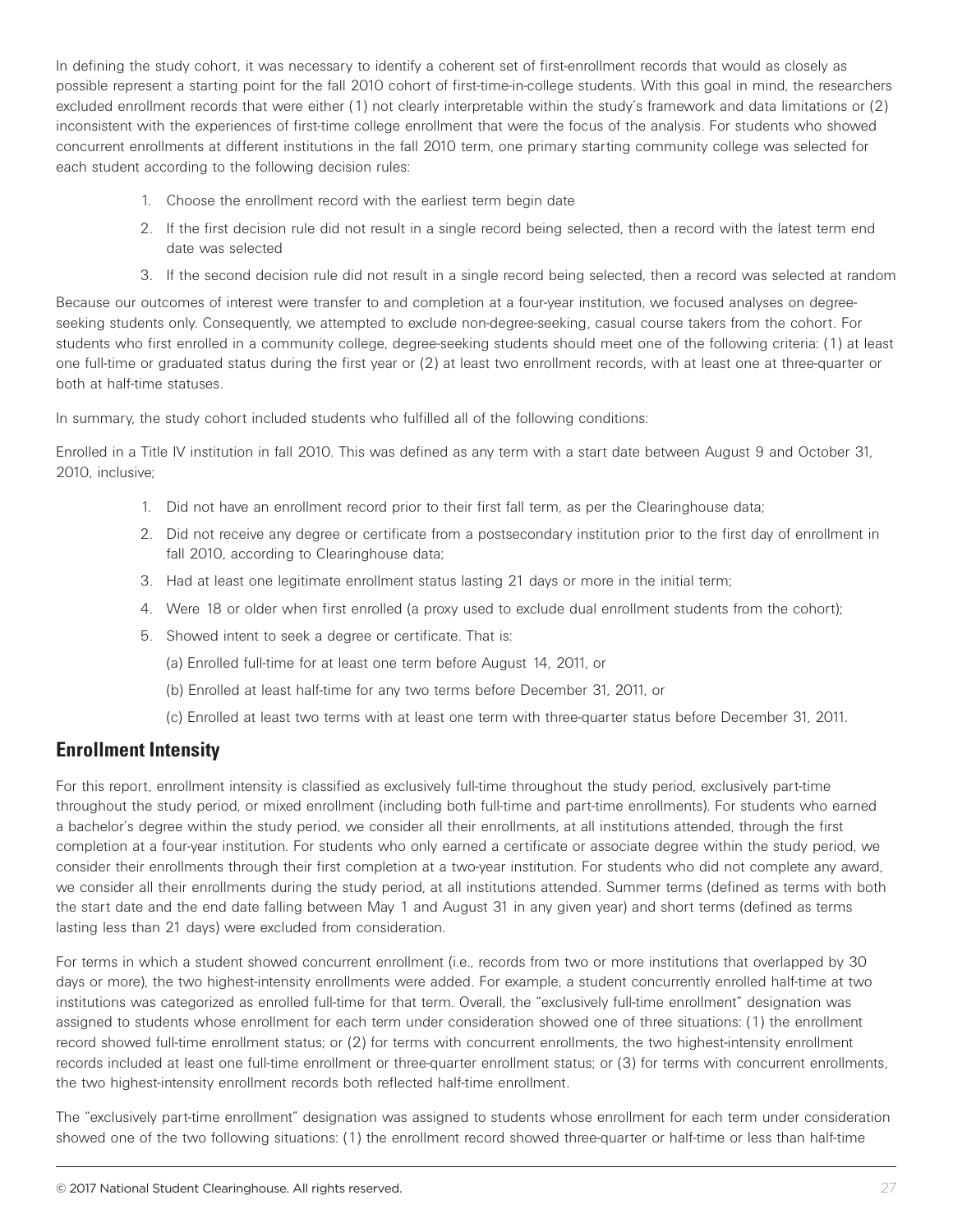In defining the study cohort, it was necessary to identify a coherent set of first-enrollment records that would as closely as possible represent a starting point for the fall 2010 cohort of first-time-in-college students. With this goal in mind, the researchers excluded enrollment records that were either (1) not clearly interpretable within the study's framework and data limitations or (2) inconsistent with the experiences of first-time college enrollment that were the focus of the analysis. For students who showed concurrent enrollments at different institutions in the fall 2010 term, one primary starting community college was selected for each student according to the following decision rules:

1. Choose the enrollment record with the earliest term begin date
2. If the first decision rule did not result in a single record being selected, then a record with the latest term end date was selected
3. If the second decision rule did not result in a single record being selected, then a record was selected at random

Because our outcomes of interest were transfer to and completion at a four-year institution, we focused analyses on degree-seeking students only. Consequently, we attempted to exclude non-degree-seeking, casual course takers from the cohort. For students who first enrolled in a community college, degree-seeking students should meet one of the following criteria: (1) at least one full-time or graduated status during the first year or (2) at least two enrollment records, with at least one at three-quarter or both at half-time statuses.

In summary, the study cohort included students who fulfilled all of the following conditions:

Enrolled in a Title IV institution in fall 2010. This was defined as any term with a start date between August 9 and October 31, 2010, inclusive;

1. Did not have an enrollment record prior to their first fall term, as per the Clearinghouse data;
2. Did not receive any degree or certificate from a postsecondary institution prior to the first day of enrollment in fall 2010, according to Clearinghouse data;
3. Had at least one legitimate enrollment status lasting 21 days or more in the initial term;
4. Were 18 or older when first enrolled (a proxy used to exclude dual enrollment students from the cohort);
5. Showed intent to seek a degree or certificate. That is:

   (a) Enrolled full-time for at least one term before August 14, 2011, or

   (b) Enrolled at least half-time for any two terms before December 31, 2011, or

   (c) Enrolled at least two terms with at least one term with three-quarter status before December 31, 2011.

## Enrollment Intensity

For this report, enrollment intensity is classified as exclusively full-time throughout the study period, exclusively part-time throughout the study period, or mixed enrollment (including both full-time and part-time enrollments). For students who earned a bachelor's degree within the study period, we consider all their enrollments, at all institutions attended, through the first completion at a four-year institution. For students who only earned a certificate or associate degree within the study period, we consider their enrollments through their first completion at a two-year institution. For students who did not complete any award, we consider all their enrollments during the study period, at all institutions attended. Summer terms (defined as terms with both the start date and the end date falling between May 1 and August 31 in any given year) and short terms (defined as terms lasting less than 21 days) were excluded from consideration.

For terms in which a student showed concurrent enrollment (i.e., records from two or more institutions that overlapped by 30 days or more), the two highest-intensity enrollments were added. For example, a student concurrently enrolled half-time at two institutions was categorized as enrolled full-time for that term. Overall, the "exclusively full-time enrollment" designation was assigned to students whose enrollment for each term under consideration showed one of three situations: (1) the enrollment record showed full-time enrollment status; or (2) for terms with concurrent enrollments, the two highest-intensity enrollment records included at least one full-time enrollment or three-quarter enrollment status; or (3) for terms with concurrent enrollments, the two highest-intensity enrollment records both reflected half-time enrollment.

The "exclusively part-time enrollment" designation was assigned to students whose enrollment for each term under consideration showed one of the two following situations: (1) the enrollment record showed three-quarter or half-time or less than half-time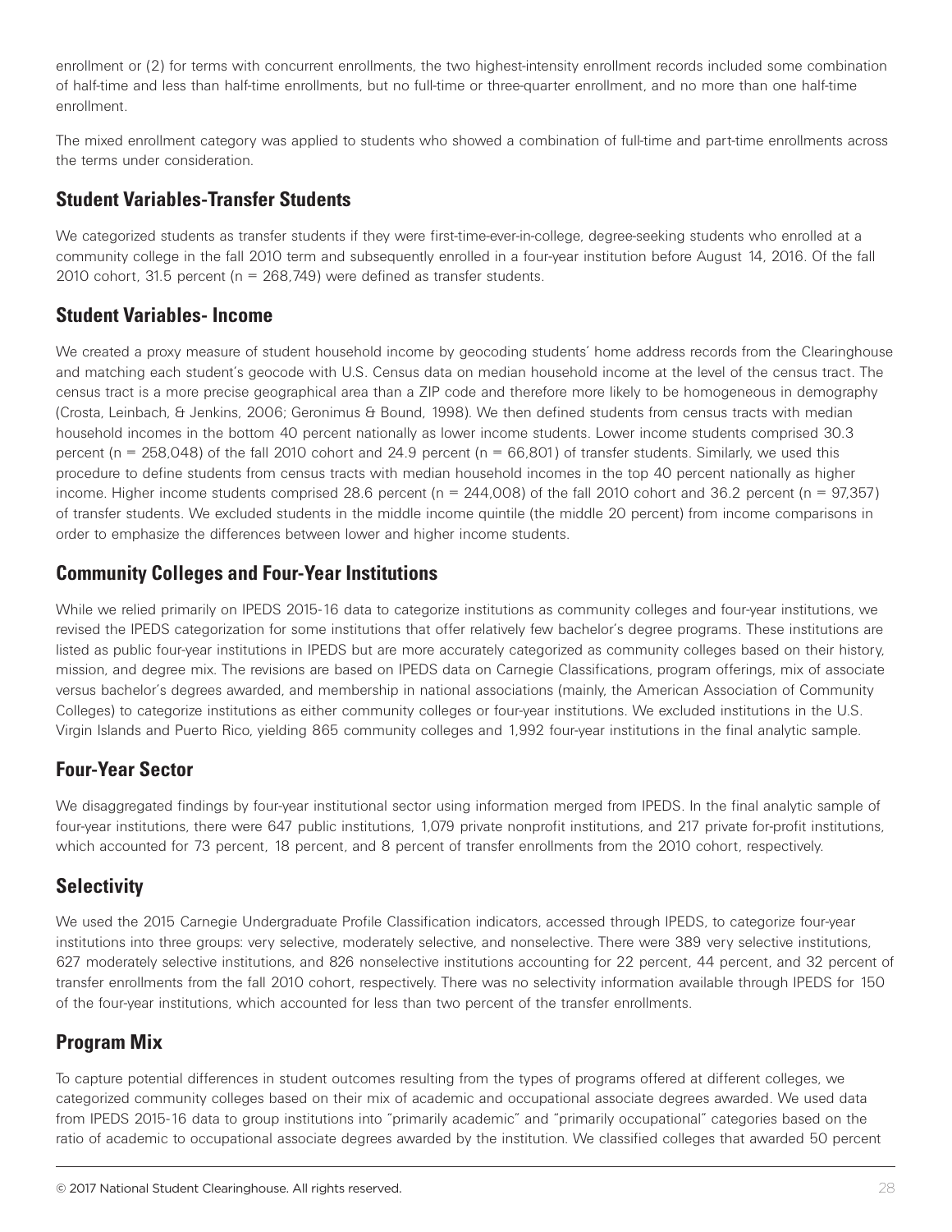enrollment or (2) for terms with concurrent enrollments, the two highest-intensity enrollment records included some combination of half-time and less than half-time enrollments, but no full-time or three-quarter enrollment, and no more than one half-time enrollment.

The mixed enrollment category was applied to students who showed a combination of full-time and part-time enrollments across the terms under consideration.

## Student Variables-Transfer Students

We categorized students as transfer students if they were first-time-ever-in-college, degree-seeking students who enrolled at a community college in the fall 2010 term and subsequently enrolled in a four-year institution before August 14, 2016. Of the fall 2010 cohort, 31.5 percent (n = 268,749) were defined as transfer students.

## Student Variables- Income

We created a proxy measure of student household income by geocoding students' home address records from the Clearinghouse and matching each student's geocode with U.S. Census data on median household income at the level of the census tract. The census tract is a more precise geographical area than a ZIP code and therefore more likely to be homogeneous in demography (Crosta, Leinbach, & Jenkins, 2006; Geronimus & Bound, 1998). We then defined students from census tracts with median household incomes in the bottom 40 percent nationally as lower income students. Lower income students comprised 30.3 percent (n = 258,048) of the fall 2010 cohort and 24.9 percent (n = 66,801) of transfer students. Similarly, we used this procedure to define students from census tracts with median household incomes in the top 40 percent nationally as higher income. Higher income students comprised 28.6 percent (n = 244,008) of the fall 2010 cohort and 36.2 percent (n = 97,357) of transfer students. We excluded students in the middle income quintile (the middle 20 percent) from income comparisons in order to emphasize the differences between lower and higher income students.

## Community Colleges and Four-Year Institutions

While we relied primarily on IPEDS 2015-16 data to categorize institutions as community colleges and four-year institutions, we revised the IPEDS categorization for some institutions that offer relatively few bachelor's degree programs. These institutions are listed as public four-year institutions in IPEDS but are more accurately categorized as community colleges based on their history, mission, and degree mix. The revisions are based on IPEDS data on Carnegie Classifications, program offerings, mix of associate versus bachelor's degrees awarded, and membership in national associations (mainly, the American Association of Community Colleges) to categorize institutions as either community colleges or four-year institutions. We excluded institutions in the U.S. Virgin Islands and Puerto Rico, yielding 865 community colleges and 1,992 four-year institutions in the final analytic sample.

## Four-Year Sector

We disaggregated findings by four-year institutional sector using information merged from IPEDS. In the final analytic sample of four-year institutions, there were 647 public institutions, 1,079 private nonprofit institutions, and 217 private for-profit institutions, which accounted for 73 percent, 18 percent, and 8 percent of transfer enrollments from the 2010 cohort, respectively.

## Selectivity

We used the 2015 Carnegie Undergraduate Profile Classification indicators, accessed through IPEDS, to categorize four-year institutions into three groups: very selective, moderately selective, and nonselective. There were 389 very selective institutions, 627 moderately selective institutions, and 826 nonselective institutions accounting for 22 percent, 44 percent, and 32 percent of transfer enrollments from the fall 2010 cohort, respectively. There was no selectivity information available through IPEDS for 150 of the four-year institutions, which accounted for less than two percent of the transfer enrollments.

## Program Mix

To capture potential differences in student outcomes resulting from the types of programs offered at different colleges, we categorized community colleges based on their mix of academic and occupational associate degrees awarded. We used data from IPEDS 2015-16 data to group institutions into "primarily academic" and "primarily occupational" categories based on the ratio of academic to occupational associate degrees awarded by the institution. We classified colleges that awarded 50 percent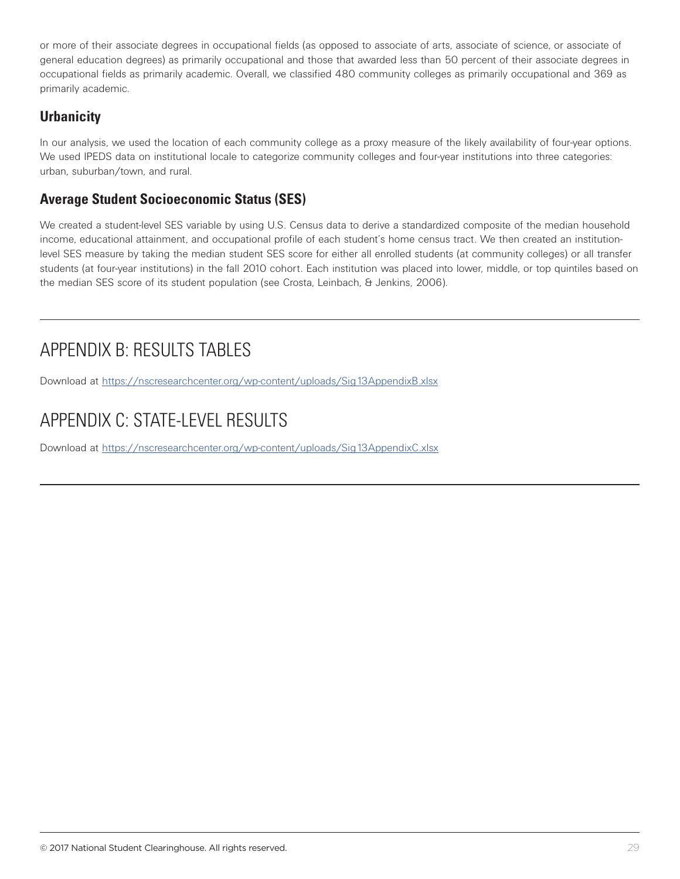or more of their associate degrees in occupational fields (as opposed to associate of arts, associate of science, or associate of general education degrees) as primarily occupational and those that awarded less than 50 percent of their associate degrees in occupational fields as primarily academic. Overall, we classified 480 community colleges as primarily occupational and 369 as primarily academic.

### Urbanicity

In our analysis, we used the location of each community college as a proxy measure of the likely availability of four-year options. We used IPEDS data on institutional locale to categorize community colleges and four-year institutions into three categories: urban, suburban/town, and rural.

### Average Student Socioeconomic Status (SES)

We created a student-level SES variable by using U.S. Census data to derive a standardized composite of the median household income, educational attainment, and occupational profile of each student's home census tract. We then created an institution-level SES measure by taking the median student SES score for either all enrolled students (at community colleges) or all transfer students (at four-year institutions) in the fall 2010 cohort. Each institution was placed into lower, middle, or top quintiles based on the median SES score of its student population (see Crosta, Leinbach, & Jenkins, 2006).

## APPENDIX B: RESULTS TABLES

Download at https://nscresearchcenter.org/wp-content/uploads/Sig13AppendixB.xlsx

## APPENDIX C: STATE-LEVEL RESULTS

Download at https://nscresearchcenter.org/wp-content/uploads/Sig13AppendixC.xlsx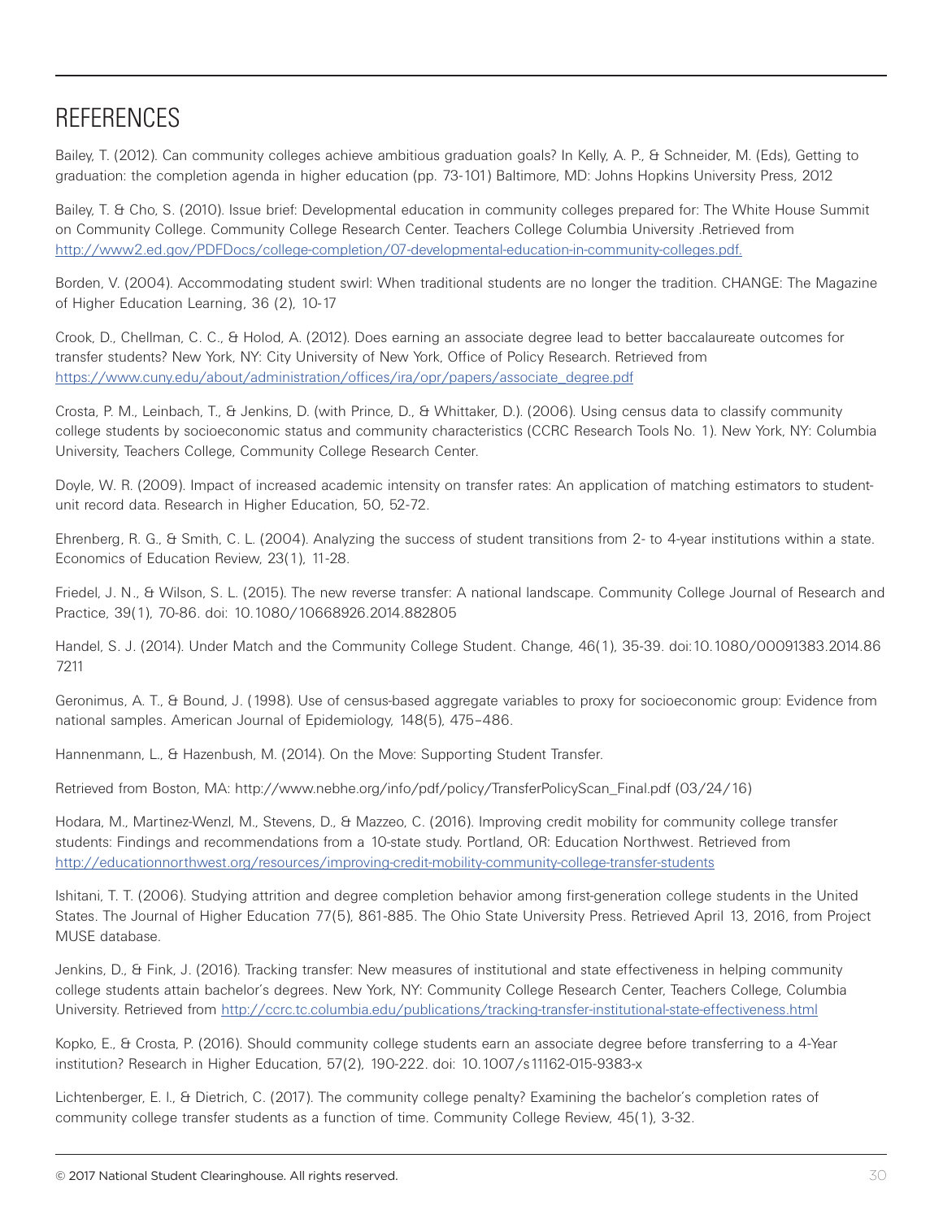## REFERENCES

Bailey, T. (2012). Can community colleges achieve ambitious graduation goals? In Kelly, A. P., & Schneider, M. (Eds), Getting to graduation: the completion agenda in higher education (pp. 73-101) Baltimore, MD: Johns Hopkins University Press, 2012

Bailey, T. & Cho, S. (2010). Issue brief: Developmental education in community colleges prepared for: The White House Summit on Community College. Community College Research Center. Teachers College Columbia University .Retrieved from http://www2.ed.gov/PDFDocs/college-completion/07-developmental-education-in-community-colleges.pdf.

Borden, V. (2004). Accommodating student swirl: When traditional students are no longer the tradition. CHANGE: The Magazine of Higher Education Learning, 36 (2), 10-17

Crook, D., Chellman, C. C., & Holod, A. (2012). Does earning an associate degree lead to better baccalaureate outcomes for transfer students? New York, NY: City University of New York, Office of Policy Research. Retrieved from https://www.cuny.edu/about/administration/offices/ira/opr/papers/associate_degree.pdf

Crosta, P. M., Leinbach, T., & Jenkins, D. (with Prince, D., & Whittaker, D.). (2006). Using census data to classify community college students by socioeconomic status and community characteristics (CCRC Research Tools No. 1). New York, NY: Columbia University, Teachers College, Community College Research Center.

Doyle, W. R. (2009). Impact of increased academic intensity on transfer rates: An application of matching estimators to student-unit record data. Research in Higher Education, 50, 52-72.

Ehrenberg, R. G., & Smith, C. L. (2004). Analyzing the success of student transitions from 2- to 4-year institutions within a state. Economics of Education Review, 23(1), 11-28.

Friedel, J. N., & Wilson, S. L. (2015). The new reverse transfer: A national landscape. Community College Journal of Research and Practice, 39(1), 70-86. doi: 10.1080/10668926.2014.882805

Handel, S. J. (2014). Under Match and the Community College Student. Change, 46(1), 35-39. doi:10.1080/00091383.2014.867211

Geronimus, A. T., & Bound, J. (1998). Use of census-based aggregate variables to proxy for socioeconomic group: Evidence from national samples. American Journal of Epidemiology, 148(5), 475–486.

Hannenmann, L., & Hazenbush, M. (2014). On the Move: Supporting Student Transfer.

Retrieved from Boston, MA: http://www.nebhe.org/info/pdf/policy/TransferPolicyScan_Final.pdf (03/24/16)

Hodara, M., Martinez-Wenzl, M., Stevens, D., & Mazzeo, C. (2016). Improving credit mobility for community college transfer students: Findings and recommendations from a 10-state study. Portland, OR: Education Northwest. Retrieved from http://educationnorthwest.org/resources/improving-credit-mobility-community-college-transfer-students

Ishitani, T. T. (2006). Studying attrition and degree completion behavior among first-generation college students in the United States. The Journal of Higher Education 77(5), 861-885. The Ohio State University Press. Retrieved April 13, 2016, from Project MUSE database.

Jenkins, D., & Fink, J. (2016). Tracking transfer: New measures of institutional and state effectiveness in helping community college students attain bachelor's degrees. New York, NY: Community College Research Center, Teachers College, Columbia University. Retrieved from http://ccrc.tc.columbia.edu/publications/tracking-transfer-institutional-state-effectiveness.html

Kopko, E., & Crosta, P. (2016). Should community college students earn an associate degree before transferring to a 4-Year institution? Research in Higher Education, 57(2), 190-222. doi: 10.1007/s11162-015-9383-x

Lichtenberger, E. I., & Dietrich, C. (2017). The community college penalty? Examining the bachelor's completion rates of community college transfer students as a function of time. Community College Review, 45(1), 3-32.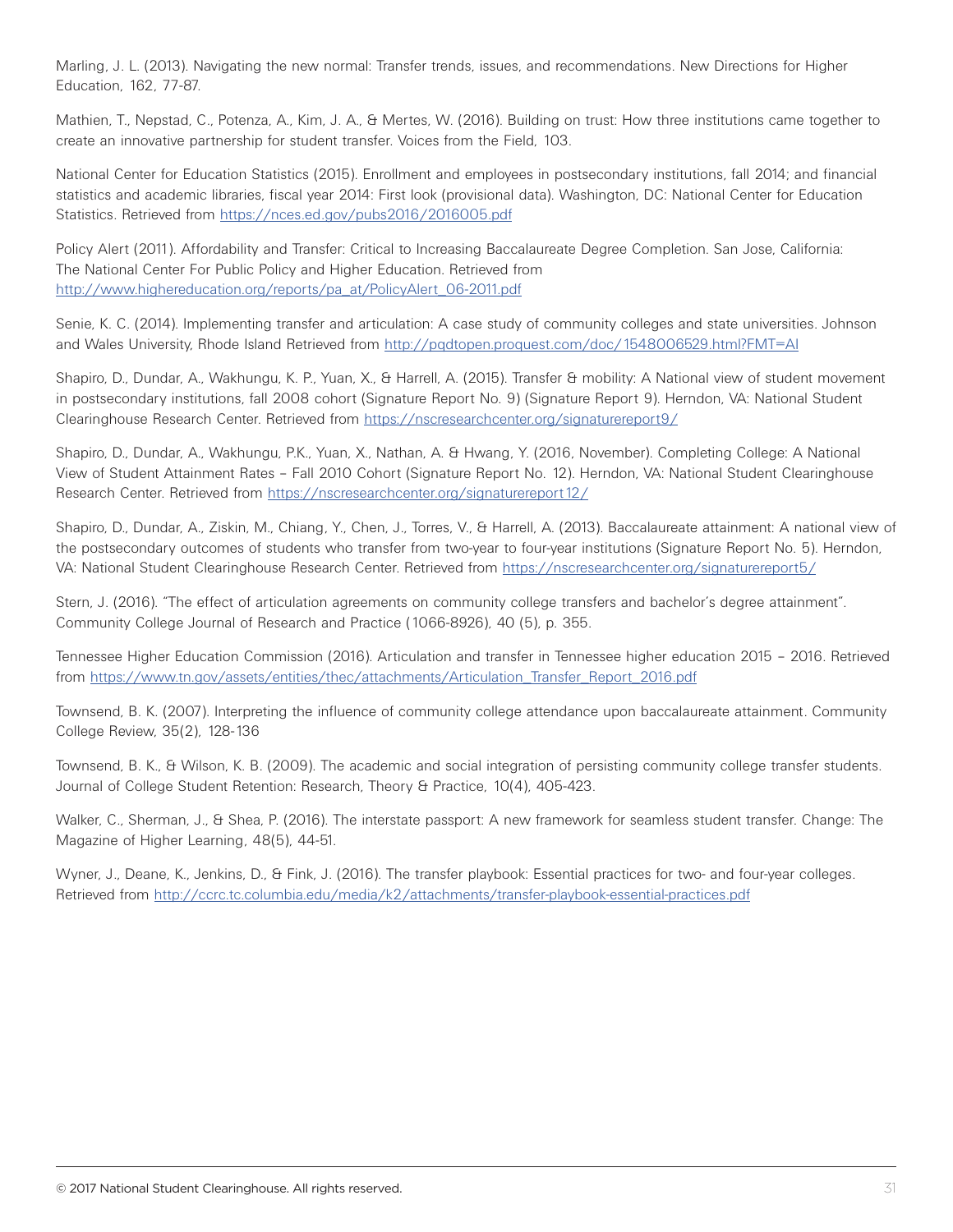Marling, J. L. (2013). Navigating the new normal: Transfer trends, issues, and recommendations. New Directions for Higher Education, 162, 77-87.

Mathien, T., Nepstad, C., Potenza, A., Kim, J. A., & Mertes, W. (2016). Building on trust: How three institutions came together to create an innovative partnership for student transfer. Voices from the Field, 103.

National Center for Education Statistics (2015). Enrollment and employees in postsecondary institutions, fall 2014; and financial statistics and academic libraries, fiscal year 2014: First look (provisional data). Washington, DC: National Center for Education Statistics. Retrieved from https://nces.ed.gov/pubs2016/2016005.pdf

Policy Alert (2011). Affordability and Transfer: Critical to Increasing Baccalaureate Degree Completion. San Jose, California: The National Center For Public Policy and Higher Education. Retrieved from http://www.highereducation.org/reports/pa_at/PolicyAlert_06-2011.pdf

Senie, K. C. (2014). Implementing transfer and articulation: A case study of community colleges and state universities. Johnson and Wales University, Rhode Island Retrieved from http://pqdtopen.proquest.com/doc/1548006529.html?FMT=AI

Shapiro, D., Dundar, A., Wakhungu, K. P., Yuan, X., & Harrell, A. (2015). Transfer & mobility: A National view of student movement in postsecondary institutions, fall 2008 cohort (Signature Report No. 9) (Signature Report 9). Herndon, VA: National Student Clearinghouse Research Center. Retrieved from https://nscresearchcenter.org/signaturereport9/

Shapiro, D., Dundar, A., Wakhungu, P.K., Yuan, X., Nathan, A. & Hwang, Y. (2016, November). Completing College: A National View of Student Attainment Rates – Fall 2010 Cohort (Signature Report No. 12). Herndon, VA: National Student Clearinghouse Research Center. Retrieved from https://nscresearchcenter.org/signaturereport12/

Shapiro, D., Dundar, A., Ziskin, M., Chiang, Y., Chen, J., Torres, V., & Harrell, A. (2013). Baccalaureate attainment: A national view of the postsecondary outcomes of students who transfer from two-year to four-year institutions (Signature Report No. 5). Herndon, VA: National Student Clearinghouse Research Center. Retrieved from https://nscresearchcenter.org/signaturereport5/

Stern, J. (2016). "The effect of articulation agreements on community college transfers and bachelor's degree attainment". Community College Journal of Research and Practice (1066-8926), 40 (5), p. 355.

Tennessee Higher Education Commission (2016). Articulation and transfer in Tennessee higher education 2015 – 2016. Retrieved from https://www.tn.gov/assets/entities/thec/attachments/Articulation_Transfer_Report_2016.pdf

Townsend, B. K. (2007). Interpreting the influence of community college attendance upon baccalaureate attainment. Community College Review, 35(2), 128-136

Townsend, B. K., & Wilson, K. B. (2009). The academic and social integration of persisting community college transfer students. Journal of College Student Retention: Research, Theory & Practice, 10(4), 405-423.

Walker, C., Sherman, J., & Shea, P. (2016). The interstate passport: A new framework for seamless student transfer. Change: The Magazine of Higher Learning, 48(5), 44-51.

Wyner, J., Deane, K., Jenkins, D., & Fink, J. (2016). The transfer playbook: Essential practices for two- and four-year colleges. Retrieved from http://ccrc.tc.columbia.edu/media/k2/attachments/transfer-playbook-essential-practices.pdf

© 2017 National Student Clearinghouse. All rights reserved.